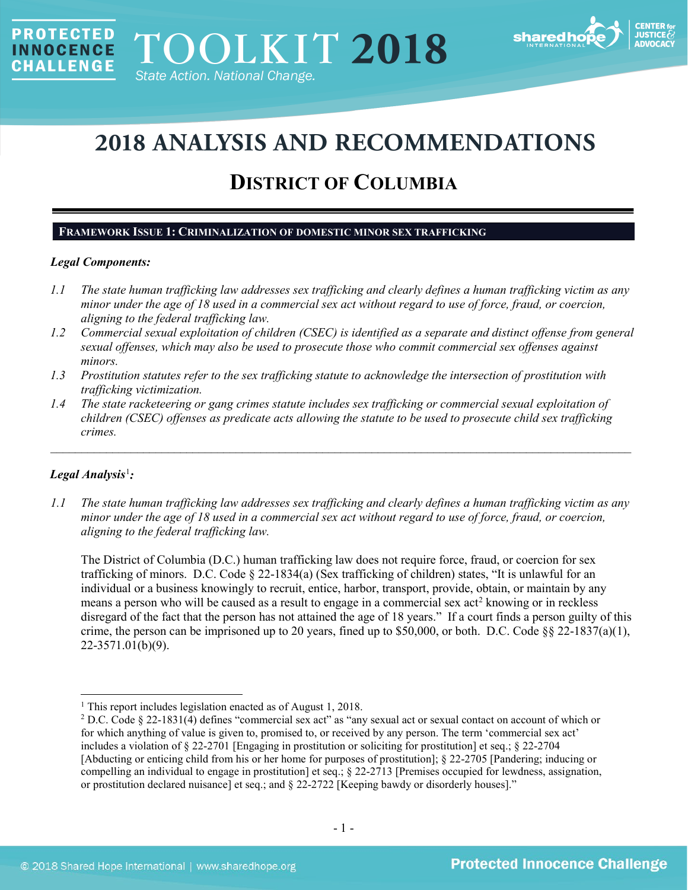# 2018 ANALYSIS AND RECOMMENDATIONS

## DISTRICT OF COLUMBIA

### FRAMEWORK ISSUE 1: CRIMINALIZATION OF DOMESTIC MINOR SEX TRAFFICKING

***Legal Components:***

*1.1 The state human trafficking law addresses sex trafficking and clearly defines a human trafficking victim as any minor under the age of 18 used in a commercial sex act without regard to use of force, fraud, or coercion, aligning to the federal trafficking law.*

*1.2 Commercial sexual exploitation of children (CSEC) is identified as a separate and distinct offense from general sexual offenses, which may also be used to prosecute those who commit commercial sex offenses against minors.*

*1.3 Prostitution statutes refer to the sex trafficking statute to acknowledge the intersection of prostitution with trafficking victimization.*

*1.4 The state racketeering or gang crimes statute includes sex trafficking or commercial sexual exploitation of children (CSEC) offenses as predicate acts allowing the statute to be used to prosecute child sex trafficking crimes.*

---

***Legal Analysis[1]:***

*1.1 The state human trafficking law addresses sex trafficking and clearly defines a human trafficking victim as any minor under the age of 18 used in a commercial sex act without regard to use of force, fraud, or coercion, aligning to the federal trafficking law.*

The District of Columbia (D.C.) human trafficking law does not require force, fraud, or coercion for sex trafficking of minors. D.C. Code § 22-1834(a) (Sex trafficking of children) states, "It is unlawful for an individual or a business knowingly to recruit, entice, harbor, transport, provide, obtain, or maintain by any means a person who will be caused as a result to engage in a commercial sex act[2] knowing or in reckless disregard of the fact that the person has not attained the age of 18 years." If a court finds a person guilty of this crime, the person can be imprisoned up to 20 years, fined up to $50,000, or both. D.C. Code §§ 22-1837(a)(1), 22-3571.01(b)(9).

---

[1] This report includes legislation enacted as of August 1, 2018.

[2] D.C. Code § 22-1831(4) defines "commercial sex act" as "any sexual act or sexual contact on account of which or for which anything of value is given to, promised to, or received by any person. The term 'commercial sex act' includes a violation of § 22-2701 [Engaging in prostitution or soliciting for prostitution] et seq.; § 22-2704 [Abducting or enticing child from his or her home for purposes of prostitution]; § 22-2705 [Pandering; inducing or compelling an individual to engage in prostitution] et seq.; § 22-2713 [Premises occupied for lewdness, assignation, or prostitution declared nuisance] et seq.; and § 22-2722 [Keeping bawdy or disorderly houses]."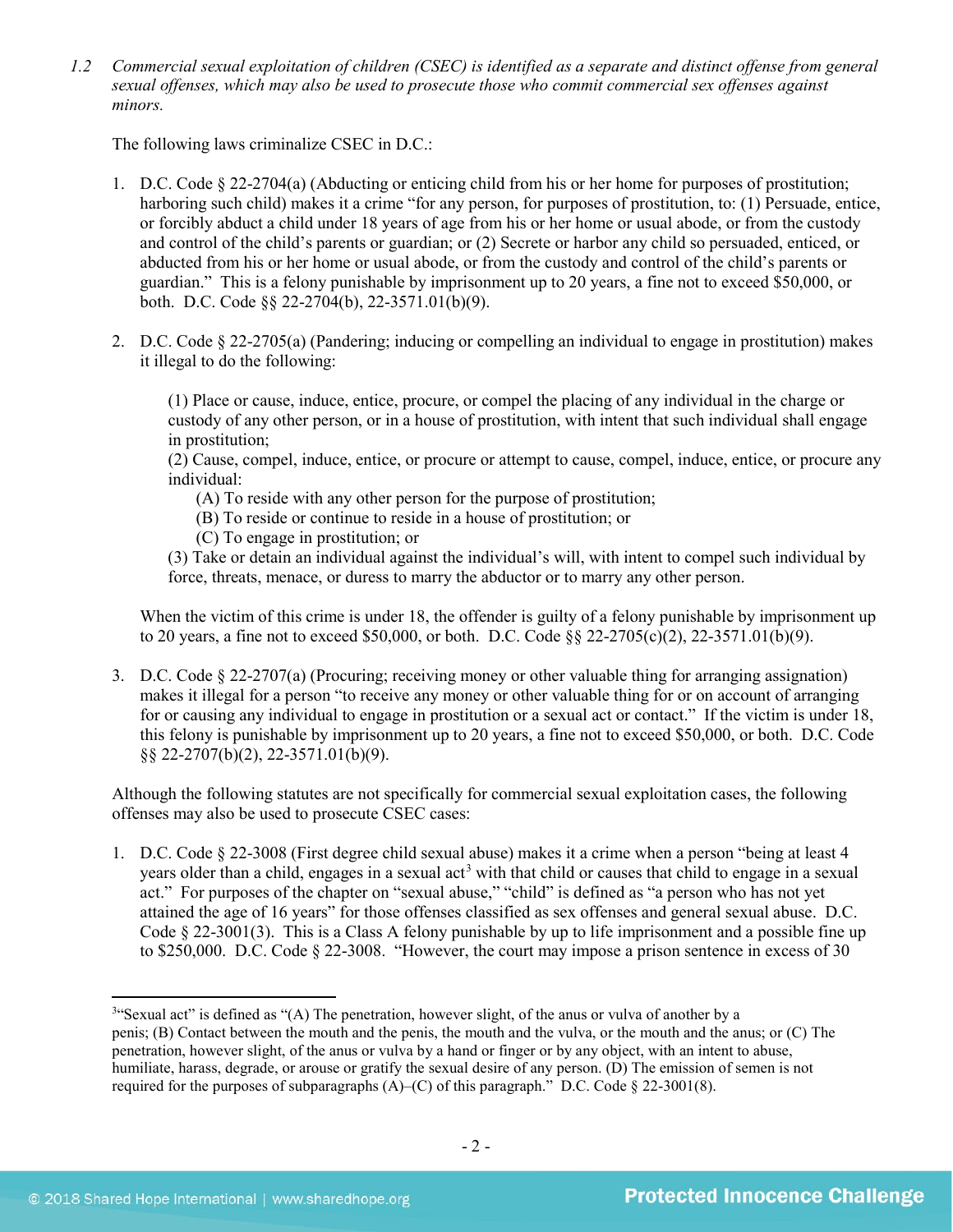*1.2 Commercial sexual exploitation of children (CSEC) is identified as a separate and distinct offense from general sexual offenses, which may also be used to prosecute those who commit commercial sex offenses against minors.*

The following laws criminalize CSEC in D.C.:

1. D.C. Code § 22-2704(a) (Abducting or enticing child from his or her home for purposes of prostitution; harboring such child) makes it a crime "for any person, for purposes of prostitution, to: (1) Persuade, entice, or forcibly abduct a child under 18 years of age from his or her home or usual abode, or from the custody and control of the child's parents or guardian; or (2) Secrete or harbor any child so persuaded, enticed, or abducted from his or her home or usual abode, or from the custody and control of the child's parents or guardian." This is a felony punishable by imprisonment up to 20 years, a fine not to exceed $50,000, or both. D.C. Code §§ 22-2704(b), 22-3571.01(b)(9).

2. D.C. Code § 22-2705(a) (Pandering; inducing or compelling an individual to engage in prostitution) makes it illegal to do the following:

   (1) Place or cause, induce, entice, procure, or compel the placing of any individual in the charge or custody of any other person, or in a house of prostitution, with intent that such individual shall engage in prostitution;
   (2) Cause, compel, induce, entice, or procure or attempt to cause, compel, induce, entice, or procure any individual:
   (A) To reside with any other person for the purpose of prostitution;
   (B) To reside or continue to reside in a house of prostitution; or
   (C) To engage in prostitution; or
   (3) Take or detain an individual against the individual's will, with intent to compel such individual by force, threats, menace, or duress to marry the abductor or to marry any other person.

   When the victim of this crime is under 18, the offender is guilty of a felony punishable by imprisonment up to 20 years, a fine not to exceed $50,000, or both. D.C. Code §§ 22-2705(c)(2), 22-3571.01(b)(9).

3. D.C. Code § 22-2707(a) (Procuring; receiving money or other valuable thing for arranging assignation) makes it illegal for a person "to receive any money or other valuable thing for or on account of arranging for or causing any individual to engage in prostitution or a sexual act or contact." If the victim is under 18, this felony is punishable by imprisonment up to 20 years, a fine not to exceed $50,000, or both. D.C. Code §§ 22-2707(b)(2), 22-3571.01(b)(9).

Although the following statutes are not specifically for commercial sexual exploitation cases, the following offenses may also be used to prosecute CSEC cases:

1. D.C. Code § 22-3008 (First degree child sexual abuse) makes it a crime when a person "being at least 4 years older than a child, engages in a sexual act[3] with that child or causes that child to engage in a sexual act." For purposes of the chapter on "sexual abuse," "child" is defined as "a person who has not yet attained the age of 16 years" for those offenses classified as sex offenses and general sexual abuse. D.C. Code § 22-3001(3). This is a Class A felony punishable by up to life imprisonment and a possible fine up to $250,000. D.C. Code § 22-3008. "However, the court may impose a prison sentence in excess of 30

---

[3] "Sexual act" is defined as "(A) The penetration, however slight, of the anus or vulva of another by a penis; (B) Contact between the mouth and the penis, the mouth and the vulva, or the mouth and the anus; or (C) The penetration, however slight, of the anus or vulva by a hand or finger or by any object, with an intent to abuse, humiliate, harass, degrade, or arouse or gratify the sexual desire of any person. (D) The emission of semen is not required for the purposes of subparagraphs (A)–(C) of this paragraph." D.C. Code § 22-3001(8).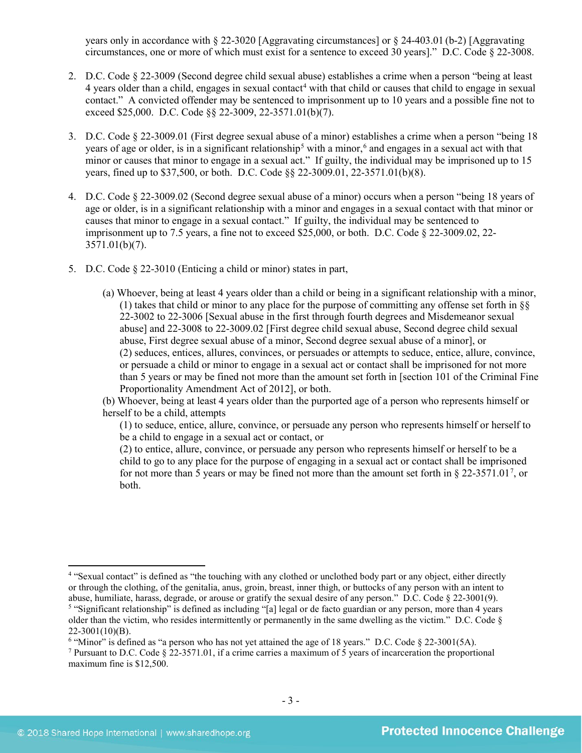years only in accordance with § 22-3020 [Aggravating circumstances] or § 24-403.01 (b-2) [Aggravating circumstances, one or more of which must exist for a sentence to exceed 30 years]." D.C. Code § 22-3008.

2. D.C. Code § 22-3009 (Second degree child sexual abuse) establishes a crime when a person "being at least 4 years older than a child, engages in sexual contact[4] with that child or causes that child to engage in sexual contact." A convicted offender may be sentenced to imprisonment up to 10 years and a possible fine not to exceed $25,000. D.C. Code §§ 22-3009, 22-3571.01(b)(7).

3. D.C. Code § 22-3009.01 (First degree sexual abuse of a minor) establishes a crime when a person "being 18 years of age or older, is in a significant relationship[5] with a minor,[6] and engages in a sexual act with that minor or causes that minor to engage in a sexual act." If guilty, the individual may be imprisoned up to 15 years, fined up to $37,500, or both. D.C. Code §§ 22-3009.01, 22-3571.01(b)(8).

4. D.C. Code § 22-3009.02 (Second degree sexual abuse of a minor) occurs when a person "being 18 years of age or older, is in a significant relationship with a minor and engages in a sexual contact with that minor or causes that minor to engage in a sexual contact." If guilty, the individual may be sentenced to imprisonment up to 7.5 years, a fine not to exceed $25,000, or both. D.C. Code § 22-3009.02, 22-3571.01(b)(7).

5. D.C. Code § 22-3010 (Enticing a child or minor) states in part,

   (a) Whoever, being at least 4 years older than a child or being in a significant relationship with a minor,
      (1) takes that child or minor to any place for the purpose of committing any offense set forth in §§ 22-3002 to 22-3006 [Sexual abuse in the first through fourth degrees and Misdemeanor sexual abuse] and 22-3008 to 22-3009.02 [First degree child sexual abuse, Second degree child sexual abuse, First degree sexual abuse of a minor, Second degree sexual abuse of a minor], or
      (2) seduces, entices, allures, convinces, or persuades or attempts to seduce, entice, allure, convince, or persuade a child or minor to engage in a sexual act or contact shall be imprisoned for not more than 5 years or may be fined not more than the amount set forth in [section 101 of the Criminal Fine Proportionality Amendment Act of 2012], or both.

   (b) Whoever, being at least 4 years older than the purported age of a person who represents himself or herself to be a child, attempts
      (1) to seduce, entice, allure, convince, or persuade any person who represents himself or herself to be a child to engage in a sexual act or contact, or
      (2) to entice, allure, convince, or persuade any person who represents himself or herself to be a child to go to any place for the purpose of engaging in a sexual act or contact shall be imprisoned for not more than 5 years or may be fined not more than the amount set forth in § 22-3571.01[7], or both.

---

[4] "Sexual contact" is defined as "the touching with any clothed or unclothed body part or any object, either directly or through the clothing, of the genitalia, anus, groin, breast, inner thigh, or buttocks of any person with an intent to abuse, humiliate, harass, degrade, or arouse or gratify the sexual desire of any person." D.C. Code § 22-3001(9).

[5] "Significant relationship" is defined as including "[a] legal or de facto guardian or any person, more than 4 years older than the victim, who resides intermittently or permanently in the same dwelling as the victim." D.C. Code § 22-3001(10)(B).

[6] "Minor" is defined as "a person who has not yet attained the age of 18 years." D.C. Code § 22-3001(5A).

[7] Pursuant to D.C. Code § 22-3571.01, if a crime carries a maximum of 5 years of incarceration the proportional maximum fine is $12,500.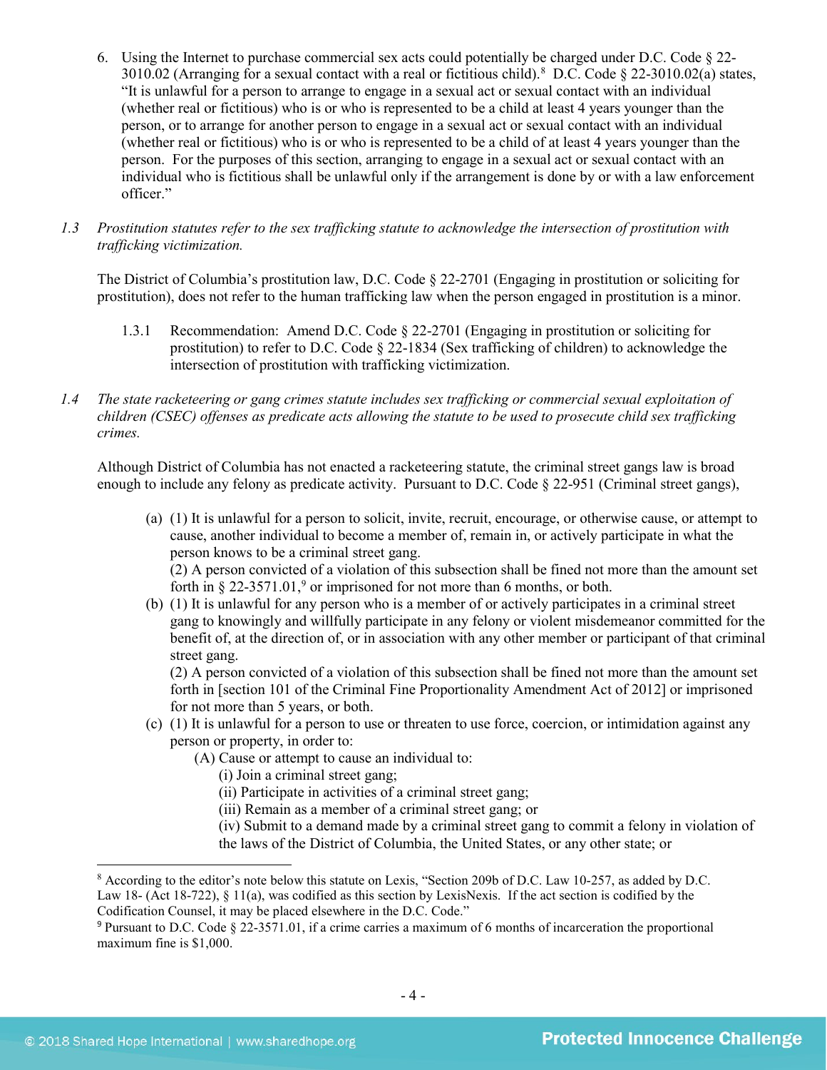6. Using the Internet to purchase commercial sex acts could potentially be charged under D.C. Code § 22-3010.02 (Arranging for a sexual contact with a real or fictitious child).[8] D.C. Code § 22-3010.02(a) states, "It is unlawful for a person to arrange to engage in a sexual act or sexual contact with an individual (whether real or fictitious) who is or who is represented to be a child at least 4 years younger than the person, or to arrange for another person to engage in a sexual act or sexual contact with an individual (whether real or fictitious) who is or who is represented to be a child of at least 4 years younger than the person. For the purposes of this section, arranging to engage in a sexual act or sexual contact with an individual who is fictitious shall be unlawful only if the arrangement is done by or with a law enforcement officer."

*1.3 Prostitution statutes refer to the sex trafficking statute to acknowledge the intersection of prostitution with trafficking victimization.*

The District of Columbia's prostitution law, D.C. Code § 22-2701 (Engaging in prostitution or soliciting for prostitution), does not refer to the human trafficking law when the person engaged in prostitution is a minor.

1.3.1 Recommendation: Amend D.C. Code § 22-2701 (Engaging in prostitution or soliciting for prostitution) to refer to D.C. Code § 22-1834 (Sex trafficking of children) to acknowledge the intersection of prostitution with trafficking victimization.

*1.4 The state racketeering or gang crimes statute includes sex trafficking or commercial sexual exploitation of children (CSEC) offenses as predicate acts allowing the statute to be used to prosecute child sex trafficking crimes.*

Although District of Columbia has not enacted a racketeering statute, the criminal street gangs law is broad enough to include any felony as predicate activity. Pursuant to D.C. Code § 22-951 (Criminal street gangs),

> (a) (1) It is unlawful for a person to solicit, invite, recruit, encourage, or otherwise cause, or attempt to cause, another individual to become a member of, remain in, or actively participate in what the person knows to be a criminal street gang.
> (2) A person convicted of a violation of this subsection shall be fined not more than the amount set forth in § 22-3571.01,[9] or imprisoned for not more than 6 months, or both.
> (b) (1) It is unlawful for any person who is a member of or actively participates in a criminal street gang to knowingly and willfully participate in any felony or violent misdemeanor committed for the benefit of, at the direction of, or in association with any other member or participant of that criminal street gang.
> (2) A person convicted of a violation of this subsection shall be fined not more than the amount set forth in [section 101 of the Criminal Fine Proportionality Amendment Act of 2012] or imprisoned for not more than 5 years, or both.
> (c) (1) It is unlawful for a person to use or threaten to use force, coercion, or intimidation against any person or property, in order to:
> (A) Cause or attempt to cause an individual to:
> (i) Join a criminal street gang;
> (ii) Participate in activities of a criminal street gang;
> (iii) Remain as a member of a criminal street gang; or
> (iv) Submit to a demand made by a criminal street gang to commit a felony in violation of the laws of the District of Columbia, the United States, or any other state; or

[8] According to the editor's note below this statute on Lexis, "Section 209b of D.C. Law 10-257, as added by D.C. Law 18- (Act 18-722), § 11(a), was codified as this section by LexisNexis. If the act section is codified by the Codification Counsel, it may be placed elsewhere in the D.C. Code."

[9] Pursuant to D.C. Code § 22-3571.01, if a crime carries a maximum of 6 months of incarceration the proportional maximum fine is $1,000.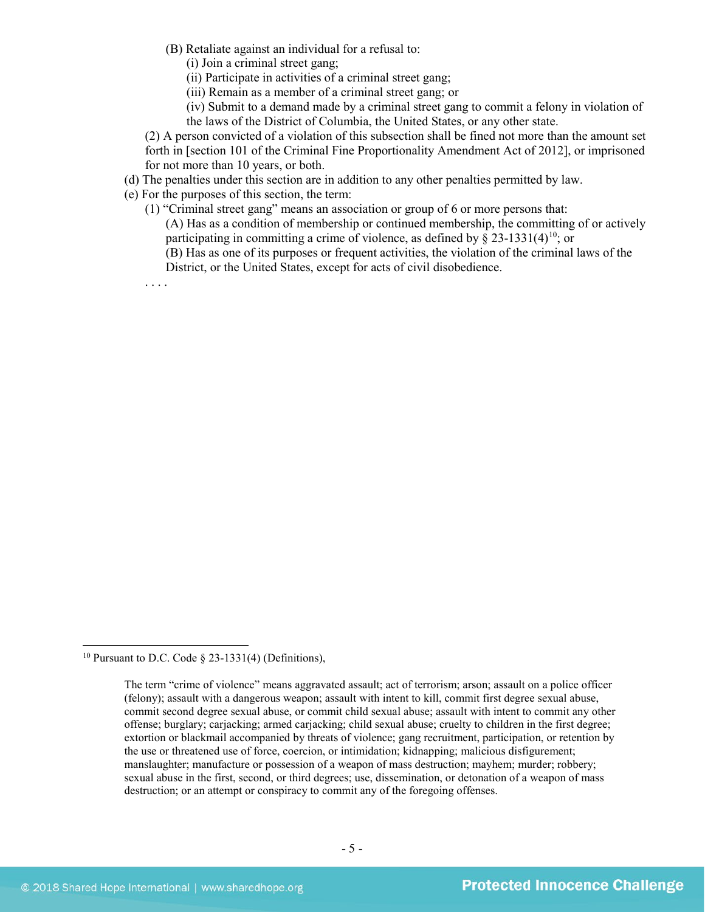(B) Retaliate against an individual for a refusal to:

(i) Join a criminal street gang;

(ii) Participate in activities of a criminal street gang;

(iii) Remain as a member of a criminal street gang; or

(iv) Submit to a demand made by a criminal street gang to commit a felony in violation of the laws of the District of Columbia, the United States, or any other state.

(2) A person convicted of a violation of this subsection shall be fined not more than the amount set forth in [section 101 of the Criminal Fine Proportionality Amendment Act of 2012], or imprisoned for not more than 10 years, or both.

(d) The penalties under this section are in addition to any other penalties permitted by law.

(e) For the purposes of this section, the term:

(1) "Criminal street gang" means an association or group of 6 or more persons that:

(A) Has as a condition of membership or continued membership, the committing of or actively participating in committing a crime of violence, as defined by § 23-1331(4)[10]; or

(B) Has as one of its purposes or frequent activities, the violation of the criminal laws of the District, or the United States, except for acts of civil disobedience.

. . . .

---

[10] Pursuant to D.C. Code § 23-1331(4) (Definitions),

> The term "crime of violence" means aggravated assault; act of terrorism; arson; assault on a police officer (felony); assault with a dangerous weapon; assault with intent to kill, commit first degree sexual abuse, commit second degree sexual abuse, or commit child sexual abuse; assault with intent to commit any other offense; burglary; carjacking; armed carjacking; child sexual abuse; cruelty to children in the first degree; extortion or blackmail accompanied by threats of violence; gang recruitment, participation, or retention by the use or threatened use of force, coercion, or intimidation; kidnapping; malicious disfigurement; manslaughter; manufacture or possession of a weapon of mass destruction; mayhem; murder; robbery; sexual abuse in the first, second, or third degrees; use, dissemination, or detonation of a weapon of mass destruction; or an attempt or conspiracy to commit any of the foregoing offenses.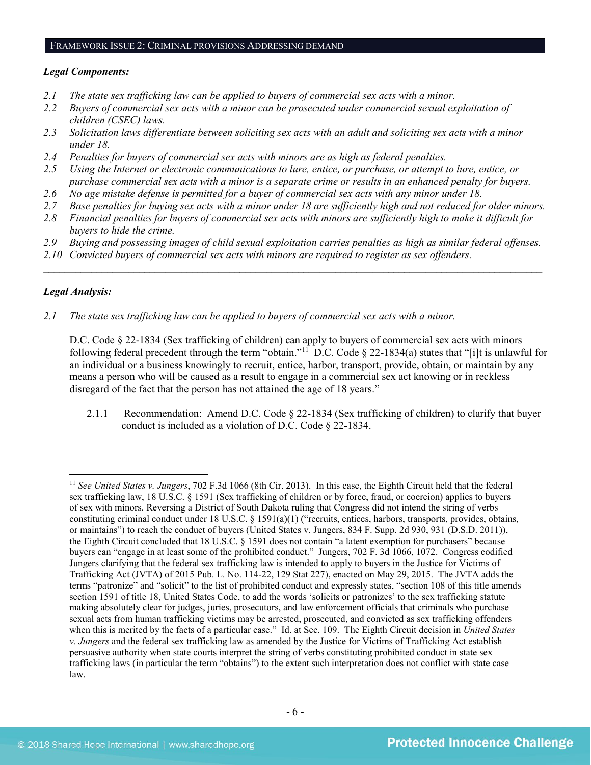## FRAMEWORK ISSUE 2: CRIMINAL PROVISIONS ADDRESSING DEMAND

***Legal Components:***

*2.1 The state sex trafficking law can be applied to buyers of commercial sex acts with a minor.*
*2.2 Buyers of commercial sex acts with a minor can be prosecuted under commercial sexual exploitation of children (CSEC) laws.*
*2.3 Solicitation laws differentiate between soliciting sex acts with an adult and soliciting sex acts with a minor under 18.*
*2.4 Penalties for buyers of commercial sex acts with minors are as high as federal penalties.*
*2.5 Using the Internet or electronic communications to lure, entice, or purchase, or attempt to lure, entice, or purchase commercial sex acts with a minor is a separate crime or results in an enhanced penalty for buyers.*
*2.6 No age mistake defense is permitted for a buyer of commercial sex acts with any minor under 18.*
*2.7 Base penalties for buying sex acts with a minor under 18 are sufficiently high and not reduced for older minors.*
*2.8 Financial penalties for buyers of commercial sex acts with minors are sufficiently high to make it difficult for buyers to hide the crime.*
*2.9 Buying and possessing images of child sexual exploitation carries penalties as high as similar federal offenses.*
*2.10 Convicted buyers of commercial sex acts with minors are required to register as sex offenders.*

---

***Legal Analysis:***

*2.1 The state sex trafficking law can be applied to buyers of commercial sex acts with a minor.*

D.C. Code § 22-1834 (Sex trafficking of children) can apply to buyers of commercial sex acts with minors following federal precedent through the term "obtain."[11] D.C. Code § 22-1834(a) states that "[i]t is unlawful for an individual or a business knowingly to recruit, entice, harbor, transport, provide, obtain, or maintain by any means a person who will be caused as a result to engage in a commercial sex act knowing or in reckless disregard of the fact that the person has not attained the age of 18 years."

2.1.1 Recommendation: Amend D.C. Code § 22-1834 (Sex trafficking of children) to clarify that buyer conduct is included as a violation of D.C. Code § 22-1834.

---

[11] *See United States v. Jungers*, 702 F.3d 1066 (8th Cir. 2013). In this case, the Eighth Circuit held that the federal sex trafficking law, 18 U.S.C. § 1591 (Sex trafficking of children or by force, fraud, or coercion) applies to buyers of sex with minors. Reversing a District of South Dakota ruling that Congress did not intend the string of verbs constituting criminal conduct under 18 U.S.C. § 1591(a)(1) ("recruits, entices, harbors, transports, provides, obtains, or maintains") to reach the conduct of buyers (United States v. Jungers, 834 F. Supp. 2d 930, 931 (D.S.D. 2011)), the Eighth Circuit concluded that 18 U.S.C. § 1591 does not contain "a latent exemption for purchasers" because buyers can "engage in at least some of the prohibited conduct." Jungers, 702 F. 3d 1066, 1072. Congress codified Jungers clarifying that the federal sex trafficking law is intended to apply to buyers in the Justice for Victims of Trafficking Act (JVTA) of 2015 Pub. L. No. 114-22, 129 Stat 227), enacted on May 29, 2015. The JVTA adds the terms "patronize" and "solicit" to the list of prohibited conduct and expressly states, "section 108 of this title amends section 1591 of title 18, United States Code, to add the words 'solicits or patronizes' to the sex trafficking statute making absolutely clear for judges, juries, prosecutors, and law enforcement officials that criminals who purchase sexual acts from human trafficking victims may be arrested, prosecuted, and convicted as sex trafficking offenders when this is merited by the facts of a particular case." Id. at Sec. 109. The Eighth Circuit decision in *United States v. Jungers* and the federal sex trafficking law as amended by the Justice for Victims of Trafficking Act establish persuasive authority when state courts interpret the string of verbs constituting prohibited conduct in state sex trafficking laws (in particular the term "obtains") to the extent such interpretation does not conflict with state case law.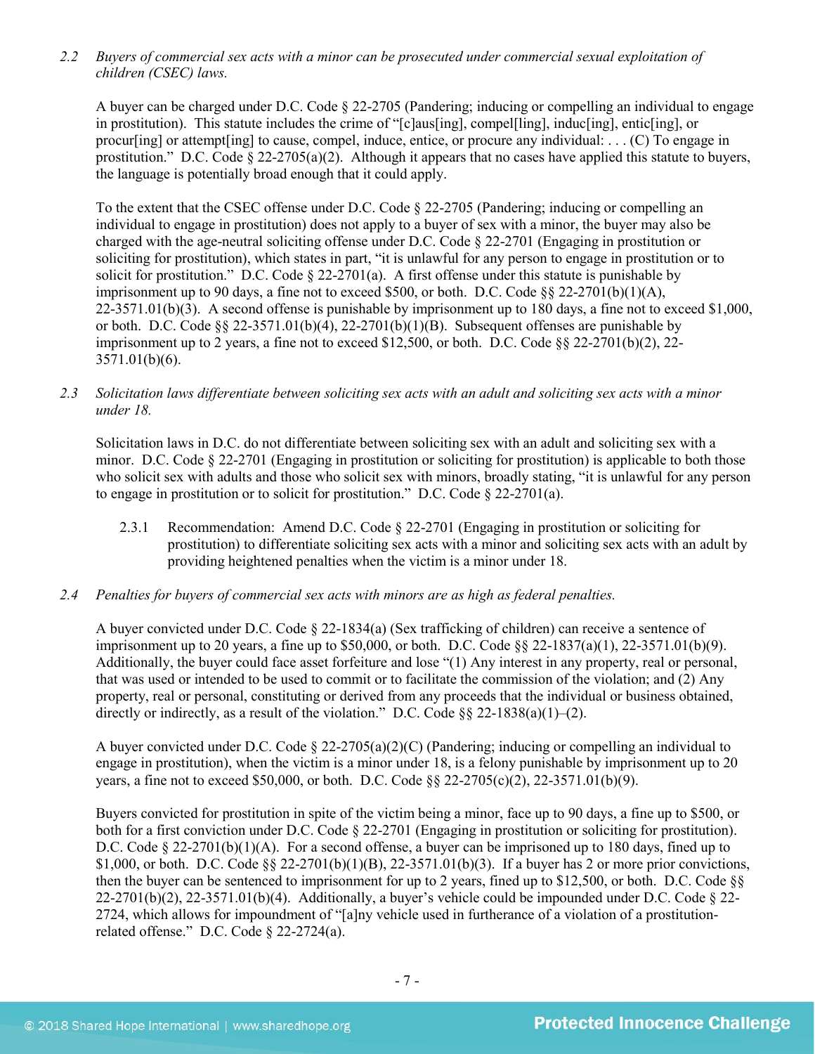*2.2 Buyers of commercial sex acts with a minor can be prosecuted under commercial sexual exploitation of children (CSEC) laws.*

A buyer can be charged under D.C. Code § 22-2705 (Pandering; inducing or compelling an individual to engage in prostitution). This statute includes the crime of "[c]aus[ing], compel[ling], induc[ing], entic[ing], or procur[ing] or attempt[ing] to cause, compel, induce, entice, or procure any individual: . . . (C) To engage in prostitution." D.C. Code § 22-2705(a)(2). Although it appears that no cases have applied this statute to buyers, the language is potentially broad enough that it could apply.

To the extent that the CSEC offense under D.C. Code § 22-2705 (Pandering; inducing or compelling an individual to engage in prostitution) does not apply to a buyer of sex with a minor, the buyer may also be charged with the age-neutral soliciting offense under D.C. Code § 22-2701 (Engaging in prostitution or soliciting for prostitution), which states in part, "it is unlawful for any person to engage in prostitution or to solicit for prostitution." D.C. Code § 22-2701(a). A first offense under this statute is punishable by imprisonment up to 90 days, a fine not to exceed $500, or both. D.C. Code §§ 22-2701(b)(1)(A), 22-3571.01(b)(3). A second offense is punishable by imprisonment up to 180 days, a fine not to exceed $1,000, or both. D.C. Code §§ 22-3571.01(b)(4), 22-2701(b)(1)(B). Subsequent offenses are punishable by imprisonment up to 2 years, a fine not to exceed $12,500, or both. D.C. Code §§ 22-2701(b)(2), 22-3571.01(b)(6).

*2.3 Solicitation laws differentiate between soliciting sex acts with an adult and soliciting sex acts with a minor under 18.*

Solicitation laws in D.C. do not differentiate between soliciting sex with an adult and soliciting sex with a minor. D.C. Code § 22-2701 (Engaging in prostitution or soliciting for prostitution) is applicable to both those who solicit sex with adults and those who solicit sex with minors, broadly stating, "it is unlawful for any person to engage in prostitution or to solicit for prostitution." D.C. Code § 22-2701(a).

2.3.1 Recommendation: Amend D.C. Code § 22-2701 (Engaging in prostitution or soliciting for prostitution) to differentiate soliciting sex acts with a minor and soliciting sex acts with an adult by providing heightened penalties when the victim is a minor under 18.

*2.4 Penalties for buyers of commercial sex acts with minors are as high as federal penalties.*

A buyer convicted under D.C. Code § 22-1834(a) (Sex trafficking of children) can receive a sentence of imprisonment up to 20 years, a fine up to $50,000, or both. D.C. Code §§ 22-1837(a)(1), 22-3571.01(b)(9). Additionally, the buyer could face asset forfeiture and lose "(1) Any interest in any property, real or personal, that was used or intended to be used to commit or to facilitate the commission of the violation; and (2) Any property, real or personal, constituting or derived from any proceeds that the individual or business obtained, directly or indirectly, as a result of the violation." D.C. Code §§ 22-1838(a)(1)–(2).

A buyer convicted under D.C. Code § 22-2705(a)(2)(C) (Pandering; inducing or compelling an individual to engage in prostitution), when the victim is a minor under 18, is a felony punishable by imprisonment up to 20 years, a fine not to exceed $50,000, or both. D.C. Code §§ 22-2705(c)(2), 22-3571.01(b)(9).

Buyers convicted for prostitution in spite of the victim being a minor, face up to 90 days, a fine up to $500, or both for a first conviction under D.C. Code § 22-2701 (Engaging in prostitution or soliciting for prostitution). D.C. Code § 22-2701(b)(1)(A). For a second offense, a buyer can be imprisoned up to 180 days, fined up to $1,000, or both. D.C. Code §§ 22-2701(b)(1)(B), 22-3571.01(b)(3). If a buyer has 2 or more prior convictions, then the buyer can be sentenced to imprisonment for up to 2 years, fined up to $12,500, or both. D.C. Code §§ 22-2701(b)(2), 22-3571.01(b)(4). Additionally, a buyer's vehicle could be impounded under D.C. Code § 22-2724, which allows for impoundment of "[a]ny vehicle used in furtherance of a violation of a prostitution-related offense." D.C. Code § 22-2724(a).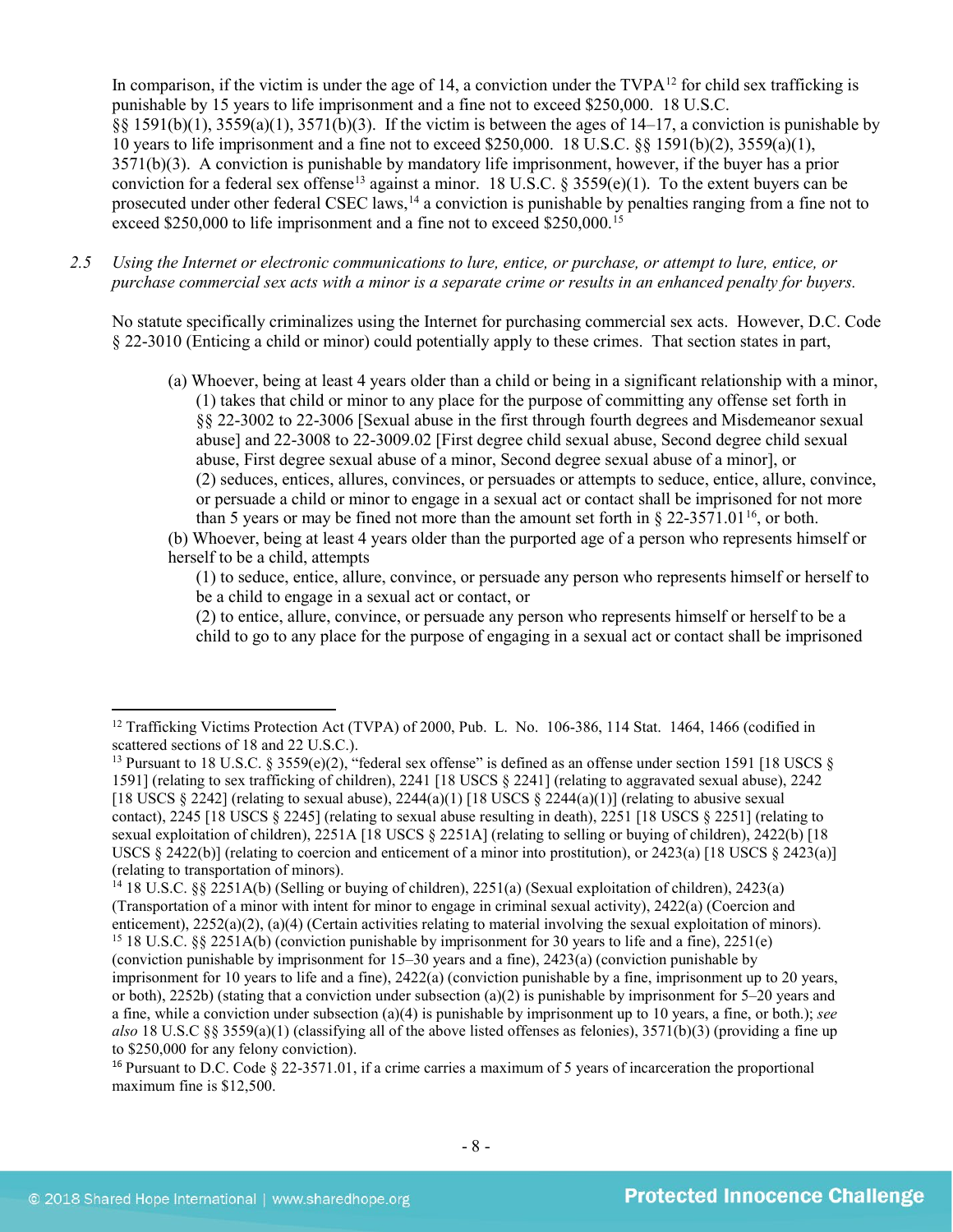In comparison, if the victim is under the age of 14, a conviction under the TVPA[12] for child sex trafficking is punishable by 15 years to life imprisonment and a fine not to exceed $250,000. 18 U.S.C. §§ 1591(b)(1), 3559(a)(1), 3571(b)(3). If the victim is between the ages of 14–17, a conviction is punishable by 10 years to life imprisonment and a fine not to exceed $250,000. 18 U.S.C. §§ 1591(b)(2), 3559(a)(1), 3571(b)(3). A conviction is punishable by mandatory life imprisonment, however, if the buyer has a prior conviction for a federal sex offense[13] against a minor. 18 U.S.C. § 3559(e)(1). To the extent buyers can be prosecuted under other federal CSEC laws,[14] a conviction is punishable by penalties ranging from a fine not to exceed $250,000 to life imprisonment and a fine not to exceed $250,000.[15]

*2.5 Using the Internet or electronic communications to lure, entice, or purchase, or attempt to lure, entice, or purchase commercial sex acts with a minor is a separate crime or results in an enhanced penalty for buyers.*

No statute specifically criminalizes using the Internet for purchasing commercial sex acts. However, D.C. Code § 22-3010 (Enticing a child or minor) could potentially apply to these crimes. That section states in part,

> (a) Whoever, being at least 4 years older than a child or being in a significant relationship with a minor,
> (1) takes that child or minor to any place for the purpose of committing any offense set forth in §§ 22-3002 to 22-3006 [Sexual abuse in the first through fourth degrees and Misdemeanor sexual abuse] and 22-3008 to 22-3009.02 [First degree child sexual abuse, Second degree child sexual abuse, First degree sexual abuse of a minor, Second degree sexual abuse of a minor], or
> (2) seduces, entices, allures, convinces, or persuades or attempts to seduce, entice, allure, convince, or persuade a child or minor to engage in a sexual act or contact shall be imprisoned for not more than 5 years or may be fined not more than the amount set forth in § 22-3571.01[16], or both.
>
> (b) Whoever, being at least 4 years older than the purported age of a person who represents himself or herself to be a child, attempts
> (1) to seduce, entice, allure, convince, or persuade any person who represents himself or herself to be a child to engage in a sexual act or contact, or
> (2) to entice, allure, convince, or persuade any person who represents himself or herself to be a child to go to any place for the purpose of engaging in a sexual act or contact shall be imprisoned

---

[12] Trafficking Victims Protection Act (TVPA) of 2000, Pub. L. No. 106-386, 114 Stat. 1464, 1466 (codified in scattered sections of 18 and 22 U.S.C.).

[13] Pursuant to 18 U.S.C. § 3559(e)(2), "federal sex offense" is defined as an offense under section 1591 [18 USCS § 1591] (relating to sex trafficking of children), 2241 [18 USCS § 2241] (relating to aggravated sexual abuse), 2242 [18 USCS § 2242] (relating to sexual abuse), 2244(a)(1) [18 USCS § 2244(a)(1)] (relating to abusive sexual contact), 2245 [18 USCS § 2245] (relating to sexual abuse resulting in death), 2251 [18 USCS § 2251] (relating to sexual exploitation of children), 2251A [18 USCS § 2251A] (relating to selling or buying of children), 2422(b) [18 USCS § 2422(b)] (relating to coercion and enticement of a minor into prostitution), or 2423(a) [18 USCS § 2423(a)] (relating to transportation of minors).

[14] 18 U.S.C. §§ 2251A(b) (Selling or buying of children), 2251(a) (Sexual exploitation of children), 2423(a) (Transportation of a minor with intent for minor to engage in criminal sexual activity), 2422(a) (Coercion and enticement), 2252(a)(2), (a)(4) (Certain activities relating to material involving the sexual exploitation of minors).

[15] 18 U.S.C. §§ 2251A(b) (conviction punishable by imprisonment for 30 years to life and a fine), 2251(e) (conviction punishable by imprisonment for 15–30 years and a fine), 2423(a) (conviction punishable by imprisonment for 10 years to life and a fine), 2422(a) (conviction punishable by a fine, imprisonment up to 20 years, or both), 2252b) (stating that a conviction under subsection (a)(2) is punishable by imprisonment for 5–20 years and a fine, while a conviction under subsection (a)(4) is punishable by imprisonment up to 10 years, a fine, or both.); *see also* 18 U.S.C §§ 3559(a)(1) (classifying all of the above listed offenses as felonies), 3571(b)(3) (providing a fine up to $250,000 for any felony conviction).

[16] Pursuant to D.C. Code § 22-3571.01, if a crime carries a maximum of 5 years of incarceration the proportional maximum fine is $12,500.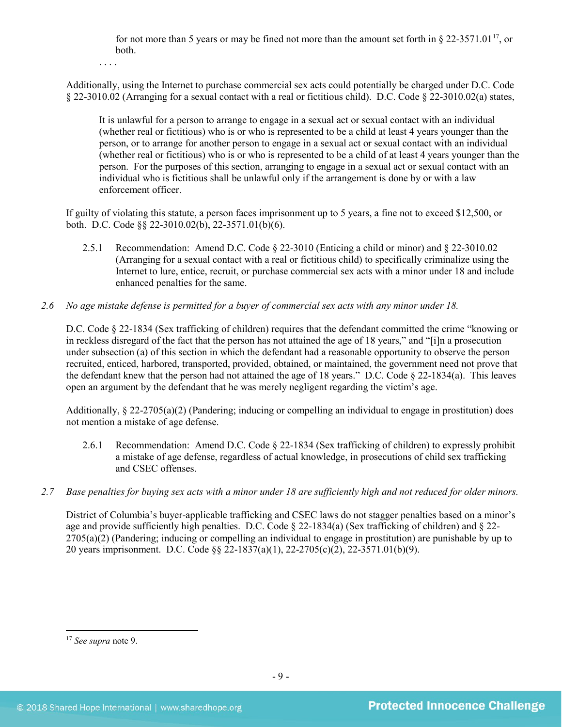for not more than 5 years or may be fined not more than the amount set forth in § 22-3571.01[17], or both.

. . . .

Additionally, using the Internet to purchase commercial sex acts could potentially be charged under D.C. Code § 22-3010.02 (Arranging for a sexual contact with a real or fictitious child). D.C. Code § 22-3010.02(a) states,

> It is unlawful for a person to arrange to engage in a sexual act or sexual contact with an individual (whether real or fictitious) who is or who is represented to be a child at least 4 years younger than the person, or to arrange for another person to engage in a sexual act or sexual contact with an individual (whether real or fictitious) who is or who is represented to be a child of at least 4 years younger than the person. For the purposes of this section, arranging to engage in a sexual act or sexual contact with an individual who is fictitious shall be unlawful only if the arrangement is done by or with a law enforcement officer.

If guilty of violating this statute, a person faces imprisonment up to 5 years, a fine not to exceed $12,500, or both. D.C. Code §§ 22-3010.02(b), 22-3571.01(b)(6).

2.5.1 Recommendation: Amend D.C. Code § 22-3010 (Enticing a child or minor) and § 22-3010.02 (Arranging for a sexual contact with a real or fictitious child) to specifically criminalize using the Internet to lure, entice, recruit, or purchase commercial sex acts with a minor under 18 and include enhanced penalties for the same.

*2.6 No age mistake defense is permitted for a buyer of commercial sex acts with any minor under 18.*

D.C. Code § 22-1834 (Sex trafficking of children) requires that the defendant committed the crime "knowing or in reckless disregard of the fact that the person has not attained the age of 18 years," and "[i]n a prosecution under subsection (a) of this section in which the defendant had a reasonable opportunity to observe the person recruited, enticed, harbored, transported, provided, obtained, or maintained, the government need not prove that the defendant knew that the person had not attained the age of 18 years." D.C. Code § 22-1834(a). This leaves open an argument by the defendant that he was merely negligent regarding the victim's age.

Additionally, § 22-2705(a)(2) (Pandering; inducing or compelling an individual to engage in prostitution) does not mention a mistake of age defense.

2.6.1 Recommendation: Amend D.C. Code § 22-1834 (Sex trafficking of children) to expressly prohibit a mistake of age defense, regardless of actual knowledge, in prosecutions of child sex trafficking and CSEC offenses.

*2.7 Base penalties for buying sex acts with a minor under 18 are sufficiently high and not reduced for older minors.*

District of Columbia's buyer-applicable trafficking and CSEC laws do not stagger penalties based on a minor's age and provide sufficiently high penalties. D.C. Code § 22-1834(a) (Sex trafficking of children) and § 22-2705(a)(2) (Pandering; inducing or compelling an individual to engage in prostitution) are punishable by up to 20 years imprisonment. D.C. Code §§ 22-1837(a)(1), 22-2705(c)(2), 22-3571.01(b)(9).

---

[17] *See supra* note 9.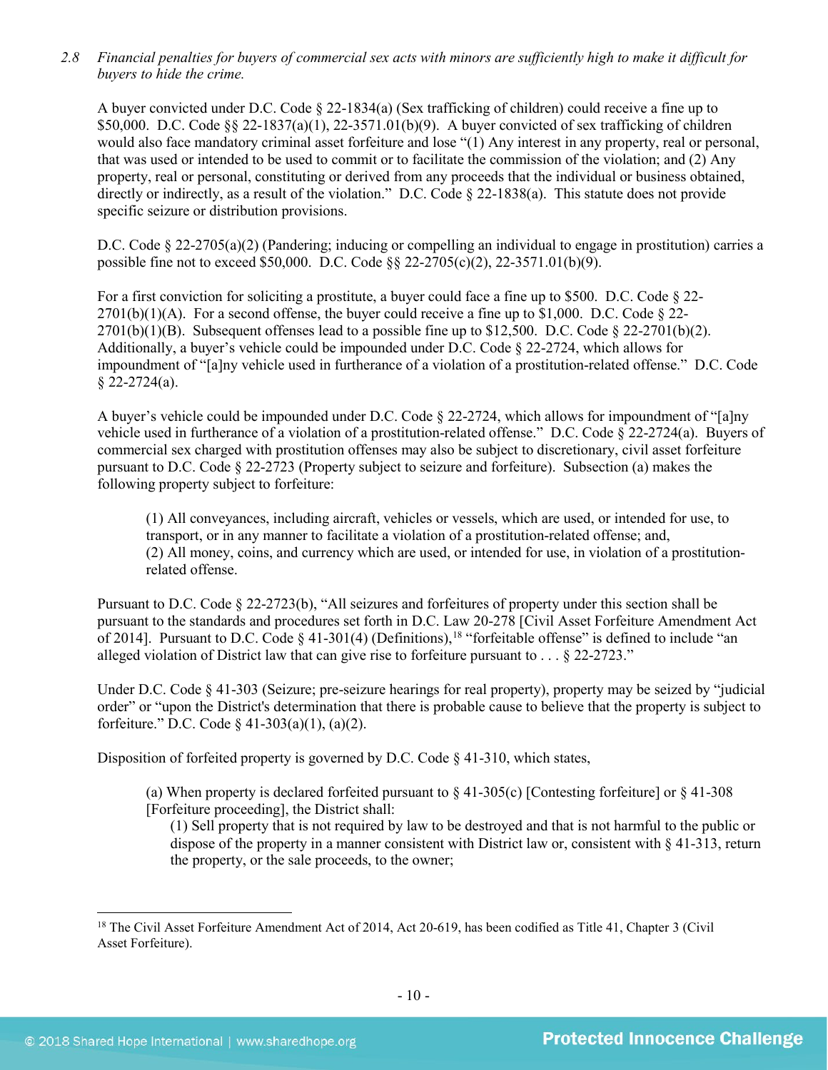*2.8 Financial penalties for buyers of commercial sex acts with minors are sufficiently high to make it difficult for buyers to hide the crime.*

A buyer convicted under D.C. Code § 22-1834(a) (Sex trafficking of children) could receive a fine up to $50,000. D.C. Code §§ 22-1837(a)(1), 22-3571.01(b)(9). A buyer convicted of sex trafficking of children would also face mandatory criminal asset forfeiture and lose "(1) Any interest in any property, real or personal, that was used or intended to be used to commit or to facilitate the commission of the violation; and (2) Any property, real or personal, constituting or derived from any proceeds that the individual or business obtained, directly or indirectly, as a result of the violation." D.C. Code § 22-1838(a). This statute does not provide specific seizure or distribution provisions.

D.C. Code § 22-2705(a)(2) (Pandering; inducing or compelling an individual to engage in prostitution) carries a possible fine not to exceed $50,000. D.C. Code §§ 22-2705(c)(2), 22-3571.01(b)(9).

For a first conviction for soliciting a prostitute, a buyer could face a fine up to $500. D.C. Code § 22-2701(b)(1)(A). For a second offense, the buyer could receive a fine up to $1,000. D.C. Code § 22-2701(b)(1)(B). Subsequent offenses lead to a possible fine up to $12,500. D.C. Code § 22-2701(b)(2). Additionally, a buyer's vehicle could be impounded under D.C. Code § 22-2724, which allows for impoundment of "[a]ny vehicle used in furtherance of a violation of a prostitution-related offense." D.C. Code § 22-2724(a).

A buyer's vehicle could be impounded under D.C. Code § 22-2724, which allows for impoundment of "[a]ny vehicle used in furtherance of a violation of a prostitution-related offense." D.C. Code § 22-2724(a). Buyers of commercial sex charged with prostitution offenses may also be subject to discretionary, civil asset forfeiture pursuant to D.C. Code § 22-2723 (Property subject to seizure and forfeiture). Subsection (a) makes the following property subject to forfeiture:

> (1) All conveyances, including aircraft, vehicles or vessels, which are used, or intended for use, to transport, or in any manner to facilitate a violation of a prostitution-related offense; and,
> (2) All money, coins, and currency which are used, or intended for use, in violation of a prostitution-related offense.

Pursuant to D.C. Code § 22-2723(b), "All seizures and forfeitures of property under this section shall be pursuant to the standards and procedures set forth in D.C. Law 20-278 [Civil Asset Forfeiture Amendment Act of 2014]. Pursuant to D.C. Code § 41-301(4) (Definitions),[18] "forfeitable offense" is defined to include "an alleged violation of District law that can give rise to forfeiture pursuant to . . . § 22-2723."

Under D.C. Code § 41-303 (Seizure; pre-seizure hearings for real property), property may be seized by "judicial order" or "upon the District's determination that there is probable cause to believe that the property is subject to forfeiture." D.C. Code § 41-303(a)(1), (a)(2).

Disposition of forfeited property is governed by D.C. Code § 41-310, which states,

> (a) When property is declared forfeited pursuant to § 41-305(c) [Contesting forfeiture] or § 41-308 [Forfeiture proceeding], the District shall:
>> (1) Sell property that is not required by law to be destroyed and that is not harmful to the public or dispose of the property in a manner consistent with District law or, consistent with § 41-313, return the property, or the sale proceeds, to the owner;

---

[18] The Civil Asset Forfeiture Amendment Act of 2014, Act 20-619, has been codified as Title 41, Chapter 3 (Civil Asset Forfeiture).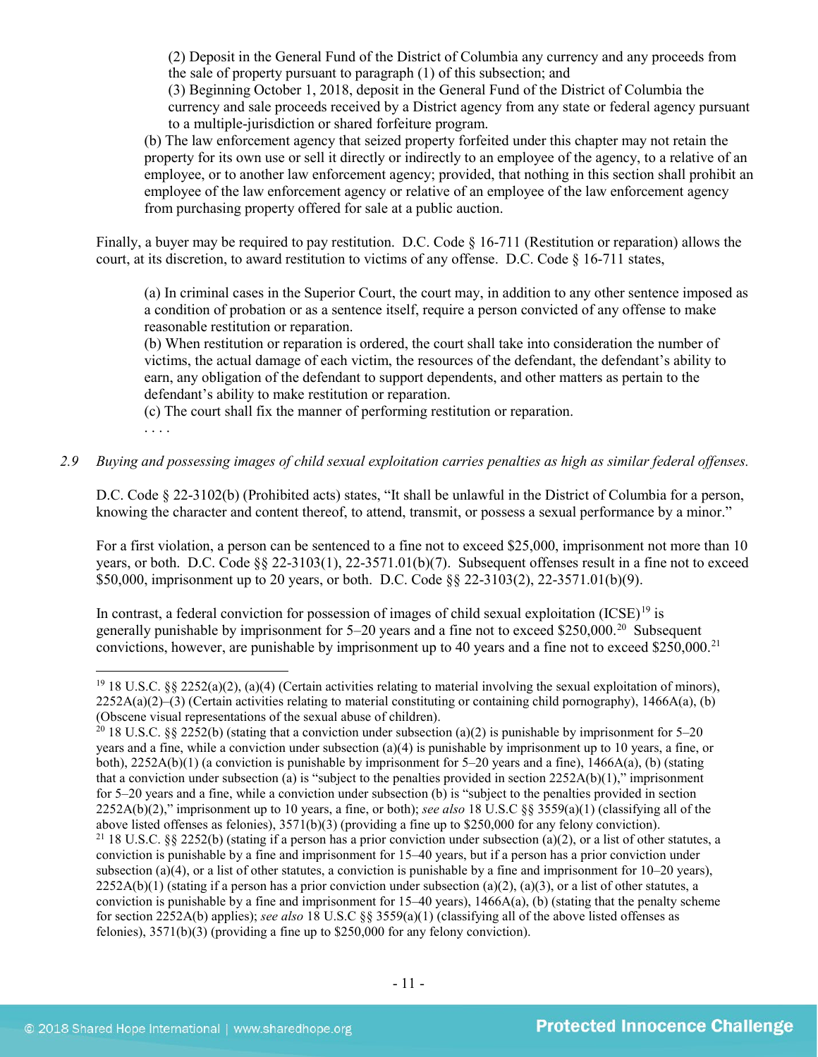> (2) Deposit in the General Fund of the District of Columbia any currency and any proceeds from the sale of property pursuant to paragraph (1) of this subsection; and
> (3) Beginning October 1, 2018, deposit in the General Fund of the District of Columbia the currency and sale proceeds received by a District agency from any state or federal agency pursuant to a multiple-jurisdiction or shared forfeiture program.
>
> (b) The law enforcement agency that seized property forfeited under this chapter may not retain the property for its own use or sell it directly or indirectly to an employee of the agency, to a relative of an employee, or to another law enforcement agency; provided, that nothing in this section shall prohibit an employee of the law enforcement agency or relative of an employee of the law enforcement agency from purchasing property offered for sale at a public auction.

Finally, a buyer may be required to pay restitution. D.C. Code § 16-711 (Restitution or reparation) allows the court, at its discretion, to award restitution to victims of any offense. D.C. Code § 16-711 states,

> (a) In criminal cases in the Superior Court, the court may, in addition to any other sentence imposed as a condition of probation or as a sentence itself, require a person convicted of any offense to make reasonable restitution or reparation.
> (b) When restitution or reparation is ordered, the court shall take into consideration the number of victims, the actual damage of each victim, the resources of the defendant, the defendant's ability to earn, any obligation of the defendant to support dependents, and other matters as pertain to the defendant's ability to make restitution or reparation.
> (c) The court shall fix the manner of performing restitution or reparation.
> . . . .

*2.9 Buying and possessing images of child sexual exploitation carries penalties as high as similar federal offenses.*

D.C. Code § 22-3102(b) (Prohibited acts) states, "It shall be unlawful in the District of Columbia for a person, knowing the character and content thereof, to attend, transmit, or possess a sexual performance by a minor."

For a first violation, a person can be sentenced to a fine not to exceed $25,000, imprisonment not more than 10 years, or both. D.C. Code §§ 22-3103(1), 22-3571.01(b)(7). Subsequent offenses result in a fine not to exceed $50,000, imprisonment up to 20 years, or both. D.C. Code §§ 22-3103(2), 22-3571.01(b)(9).

In contrast, a federal conviction for possession of images of child sexual exploitation (ICSE)[19] is generally punishable by imprisonment for 5–20 years and a fine not to exceed $250,000.[20] Subsequent convictions, however, are punishable by imprisonment up to 40 years and a fine not to exceed $250,000.[21]

---

[19] 18 U.S.C. §§ 2252(a)(2), (a)(4) (Certain activities relating to material involving the sexual exploitation of minors), 2252A(a)(2)–(3) (Certain activities relating to material constituting or containing child pornography), 1466A(a), (b) (Obscene visual representations of the sexual abuse of children).

[20] 18 U.S.C. §§ 2252(b) (stating that a conviction under subsection (a)(2) is punishable by imprisonment for 5–20 years and a fine, while a conviction under subsection (a)(4) is punishable by imprisonment up to 10 years, a fine, or both), 2252A(b)(1) (a conviction is punishable by imprisonment for 5–20 years and a fine), 1466A(a), (b) (stating that a conviction under subsection (a) is "subject to the penalties provided in section 2252A(b)(1)," imprisonment for 5–20 years and a fine, while a conviction under subsection (b) is "subject to the penalties provided in section 2252A(b)(2)," imprisonment up to 10 years, a fine, or both); *see also* 18 U.S.C §§ 3559(a)(1) (classifying all of the above listed offenses as felonies), 3571(b)(3) (providing a fine up to $250,000 for any felony conviction).

[21] 18 U.S.C. §§ 2252(b) (stating if a person has a prior conviction under subsection (a)(2), or a list of other statutes, a conviction is punishable by a fine and imprisonment for 15–40 years, but if a person has a prior conviction under subsection (a)(4), or a list of other statutes, a conviction is punishable by a fine and imprisonment for 10–20 years), 2252A(b)(1) (stating if a person has a prior conviction under subsection (a)(2), (a)(3), or a list of other statutes, a conviction is punishable by a fine and imprisonment for 15–40 years), 1466A(a), (b) (stating that the penalty scheme for section 2252A(b) applies); *see also* 18 U.S.C §§ 3559(a)(1) (classifying all of the above listed offenses as felonies), 3571(b)(3) (providing a fine up to $250,000 for any felony conviction).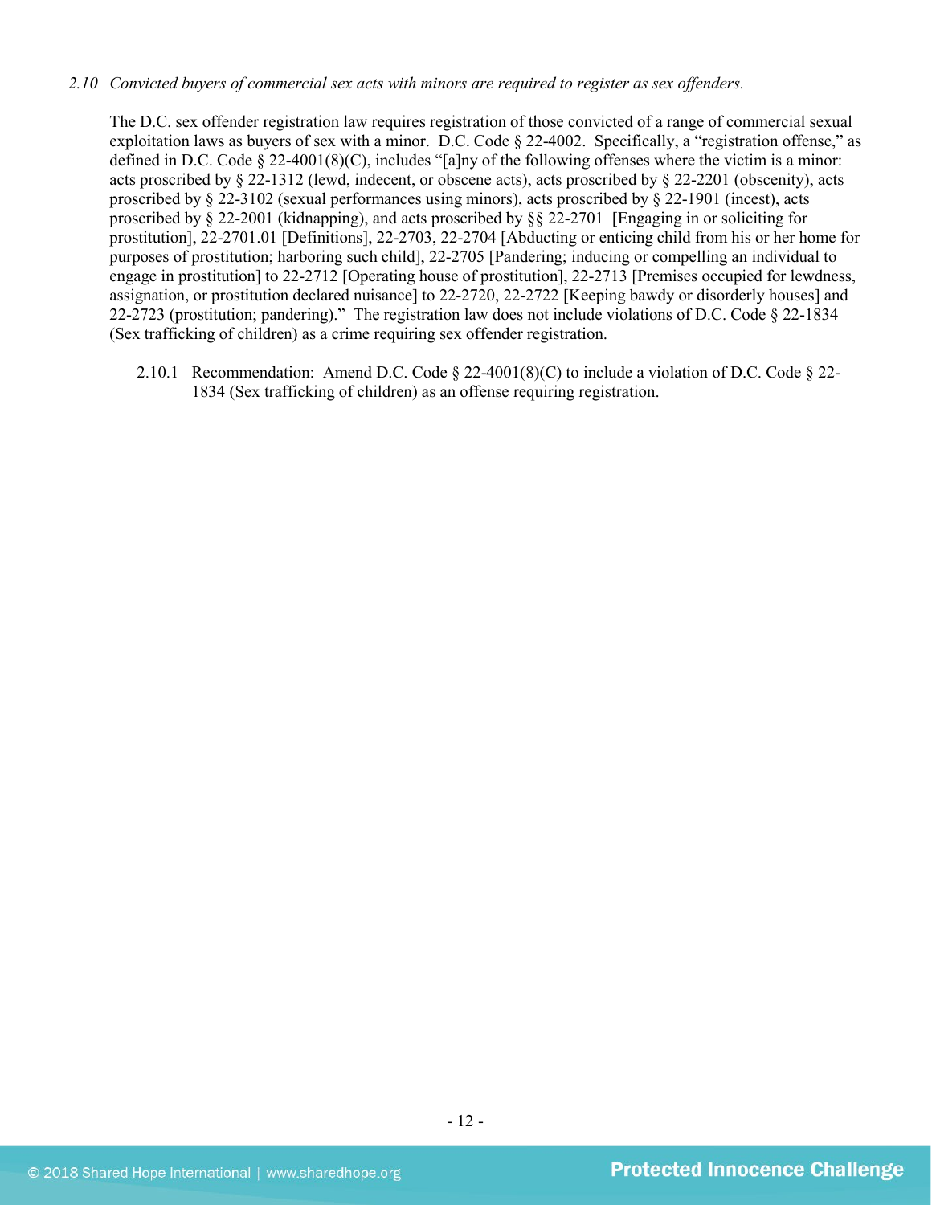*2.10 Convicted buyers of commercial sex acts with minors are required to register as sex offenders.*

The D.C. sex offender registration law requires registration of those convicted of a range of commercial sexual exploitation laws as buyers of sex with a minor. D.C. Code § 22-4002. Specifically, a "registration offense," as defined in D.C. Code § 22-4001(8)(C), includes "[a]ny of the following offenses where the victim is a minor: acts proscribed by § 22-1312 (lewd, indecent, or obscene acts), acts proscribed by § 22-2201 (obscenity), acts proscribed by § 22-3102 (sexual performances using minors), acts proscribed by § 22-1901 (incest), acts proscribed by § 22-2001 (kidnapping), and acts proscribed by §§ 22-2701 [Engaging in or soliciting for prostitution], 22-2701.01 [Definitions], 22-2703, 22-2704 [Abducting or enticing child from his or her home for purposes of prostitution; harboring such child], 22-2705 [Pandering; inducing or compelling an individual to engage in prostitution] to 22-2712 [Operating house of prostitution], 22-2713 [Premises occupied for lewdness, assignation, or prostitution declared nuisance] to 22-2720, 22-2722 [Keeping bawdy or disorderly houses] and 22-2723 (prostitution; pandering)." The registration law does not include violations of D.C. Code § 22-1834 (Sex trafficking of children) as a crime requiring sex offender registration.

2.10.1 Recommendation: Amend D.C. Code § 22-4001(8)(C) to include a violation of D.C. Code § 22-1834 (Sex trafficking of children) as an offense requiring registration.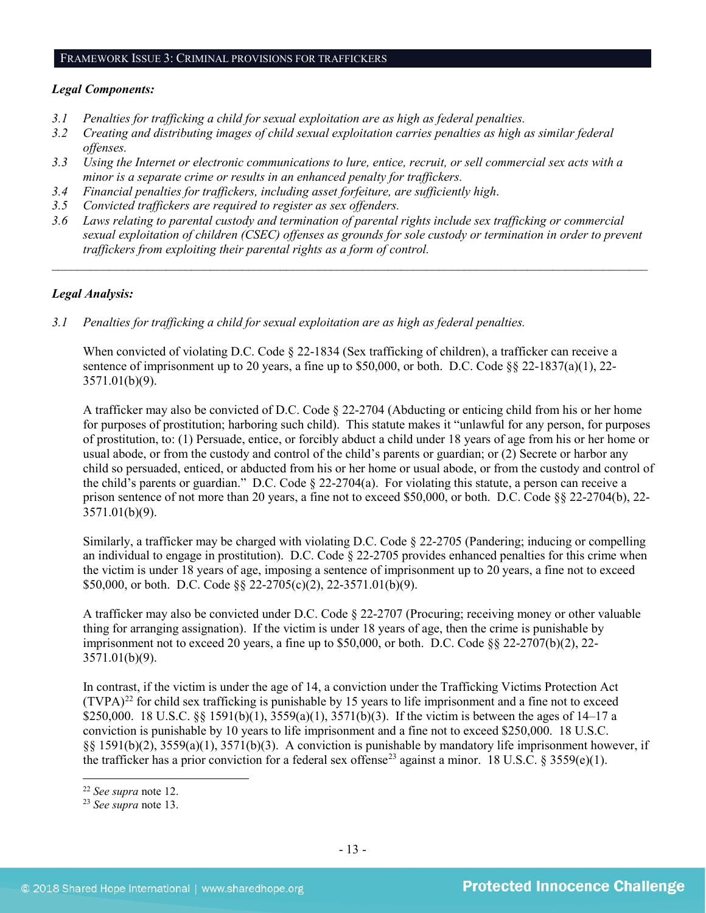## FRAMEWORK ISSUE 3: CRIMINAL PROVISIONS FOR TRAFFICKERS

***Legal Components:***

*3.1 Penalties for trafficking a child for sexual exploitation are as high as federal penalties.*
*3.2 Creating and distributing images of child sexual exploitation carries penalties as high as similar federal offenses.*
*3.3 Using the Internet or electronic communications to lure, entice, recruit, or sell commercial sex acts with a minor is a separate crime or results in an enhanced penalty for traffickers.*
*3.4 Financial penalties for traffickers, including asset forfeiture, are sufficiently high.*
*3.5 Convicted traffickers are required to register as sex offenders.*
*3.6 Laws relating to parental custody and termination of parental rights include sex trafficking or commercial sexual exploitation of children (CSEC) offenses as grounds for sole custody or termination in order to prevent traffickers from exploiting their parental rights as a form of control.*

---

***Legal Analysis:***

*3.1 Penalties for trafficking a child for sexual exploitation are as high as federal penalties.*

When convicted of violating D.C. Code § 22-1834 (Sex trafficking of children), a trafficker can receive a sentence of imprisonment up to 20 years, a fine up to $50,000, or both. D.C. Code §§ 22-1837(a)(1), 22-3571.01(b)(9).

A trafficker may also be convicted of D.C. Code § 22-2704 (Abducting or enticing child from his or her home for purposes of prostitution; harboring such child). This statute makes it "unlawful for any person, for purposes of prostitution, to: (1) Persuade, entice, or forcibly abduct a child under 18 years of age from his or her home or usual abode, or from the custody and control of the child's parents or guardian; or (2) Secrete or harbor any child so persuaded, enticed, or abducted from his or her home or usual abode, or from the custody and control of the child's parents or guardian." D.C. Code § 22-2704(a). For violating this statute, a person can receive a prison sentence of not more than 20 years, a fine not to exceed $50,000, or both. D.C. Code §§ 22-2704(b), 22-3571.01(b)(9).

Similarly, a trafficker may be charged with violating D.C. Code § 22-2705 (Pandering; inducing or compelling an individual to engage in prostitution). D.C. Code § 22-2705 provides enhanced penalties for this crime when the victim is under 18 years of age, imposing a sentence of imprisonment up to 20 years, a fine not to exceed $50,000, or both. D.C. Code §§ 22-2705(c)(2), 22-3571.01(b)(9).

A trafficker may also be convicted under D.C. Code § 22-2707 (Procuring; receiving money or other valuable thing for arranging assignation). If the victim is under 18 years of age, then the crime is punishable by imprisonment not to exceed 20 years, a fine up to $50,000, or both. D.C. Code §§ 22-2707(b)(2), 22-3571.01(b)(9).

In contrast, if the victim is under the age of 14, a conviction under the Trafficking Victims Protection Act (TVPA)[22] for child sex trafficking is punishable by 15 years to life imprisonment and a fine not to exceed $250,000. 18 U.S.C. §§ 1591(b)(1), 3559(a)(1), 3571(b)(3). If the victim is between the ages of 14–17 a conviction is punishable by 10 years to life imprisonment and a fine not to exceed $250,000. 18 U.S.C. §§ 1591(b)(2), 3559(a)(1), 3571(b)(3). A conviction is punishable by mandatory life imprisonment however, if the trafficker has a prior conviction for a federal sex offense[23] against a minor. 18 U.S.C. § 3559(e)(1).

---

[22] *See supra* note 12.
[23] *See supra* note 13.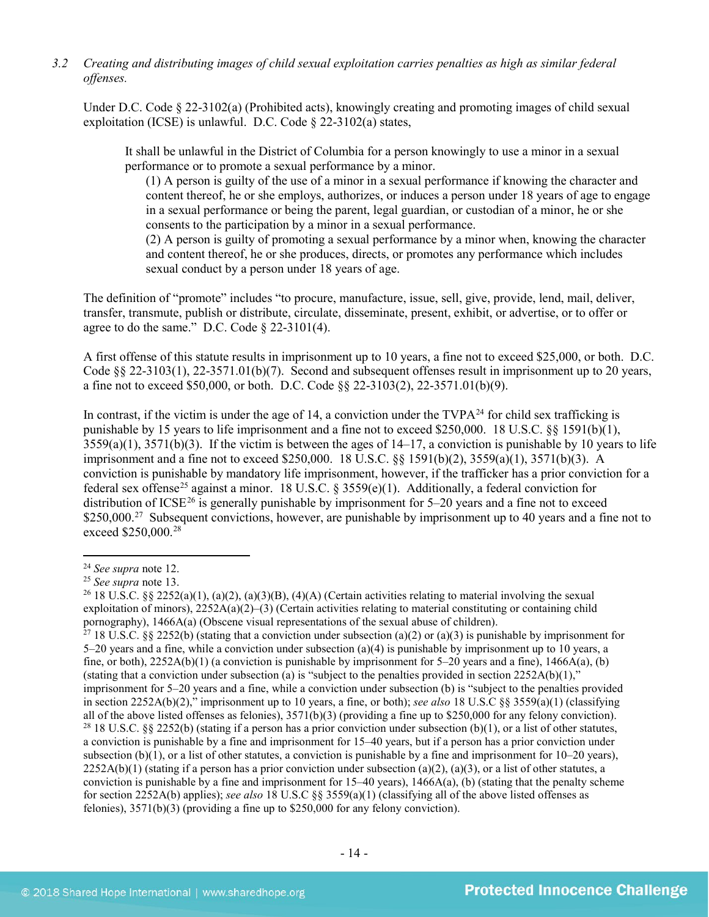*3.2 Creating and distributing images of child sexual exploitation carries penalties as high as similar federal offenses.*

Under D.C. Code § 22-3102(a) (Prohibited acts), knowingly creating and promoting images of child sexual exploitation (ICSE) is unlawful. D.C. Code § 22-3102(a) states,

> It shall be unlawful in the District of Columbia for a person knowingly to use a minor in a sexual performance or to promote a sexual performance by a minor.
>
> (1) A person is guilty of the use of a minor in a sexual performance if knowing the character and content thereof, he or she employs, authorizes, or induces a person under 18 years of age to engage in a sexual performance or being the parent, legal guardian, or custodian of a minor, he or she consents to the participation by a minor in a sexual performance.
>
> (2) A person is guilty of promoting a sexual performance by a minor when, knowing the character and content thereof, he or she produces, directs, or promotes any performance which includes sexual conduct by a person under 18 years of age.

The definition of "promote" includes "to procure, manufacture, issue, sell, give, provide, lend, mail, deliver, transfer, transmute, publish or distribute, circulate, disseminate, present, exhibit, or advertise, or to offer or agree to do the same." D.C. Code § 22-3101(4).

A first offense of this statute results in imprisonment up to 10 years, a fine not to exceed $25,000, or both. D.C. Code §§ 22-3103(1), 22-3571.01(b)(7). Second and subsequent offenses result in imprisonment up to 20 years, a fine not to exceed $50,000, or both. D.C. Code §§ 22-3103(2), 22-3571.01(b)(9).

In contrast, if the victim is under the age of 14, a conviction under the TVPA[24] for child sex trafficking is punishable by 15 years to life imprisonment and a fine not to exceed $250,000. 18 U.S.C. §§ 1591(b)(1), 3559(a)(1), 3571(b)(3). If the victim is between the ages of 14–17, a conviction is punishable by 10 years to life imprisonment and a fine not to exceed $250,000. 18 U.S.C. §§ 1591(b)(2), 3559(a)(1), 3571(b)(3). A conviction is punishable by mandatory life imprisonment, however, if the trafficker has a prior conviction for a federal sex offense[25] against a minor. 18 U.S.C. § 3559(e)(1). Additionally, a federal conviction for distribution of ICSE[26] is generally punishable by imprisonment for 5–20 years and a fine not to exceed $250,000.[27] Subsequent convictions, however, are punishable by imprisonment up to 40 years and a fine not to exceed $250,000.[28]

---

[24] *See supra* note 12.

[25] *See supra* note 13.

[26] 18 U.S.C. §§ 2252(a)(1), (a)(2), (a)(3)(B), (4)(A) (Certain activities relating to material involving the sexual exploitation of minors), 2252A(a)(2)–(3) (Certain activities relating to material constituting or containing child pornography), 1466A(a) (Obscene visual representations of the sexual abuse of children).

[27] 18 U.S.C. §§ 2252(b) (stating that a conviction under subsection (a)(2) or (a)(3) is punishable by imprisonment for 5–20 years and a fine, while a conviction under subsection (a)(4) is punishable by imprisonment up to 10 years, a fine, or both), 2252A(b)(1) (a conviction is punishable by imprisonment for 5–20 years and a fine), 1466A(a), (b) (stating that a conviction under subsection (a) is "subject to the penalties provided in section 2252A(b)(1)," imprisonment for 5–20 years and a fine, while a conviction under subsection (b) is "subject to the penalties provided in section 2252A(b)(2)," imprisonment up to 10 years, a fine, or both); *see also* 18 U.S.C §§ 3559(a)(1) (classifying all of the above listed offenses as felonies), 3571(b)(3) (providing a fine up to $250,000 for any felony conviction).

[28] 18 U.S.C. §§ 2252(b) (stating if a person has a prior conviction under subsection (b)(1), or a list of other statutes, a conviction is punishable by a fine and imprisonment for 15–40 years, but if a person has a prior conviction under subsection (b)(1), or a list of other statutes, a conviction is punishable by a fine and imprisonment for 10–20 years), 2252A(b)(1) (stating if a person has a prior conviction under subsection (a)(2), (a)(3), or a list of other statutes, a conviction is punishable by a fine and imprisonment for 15–40 years), 1466A(a), (b) (stating that the penalty scheme for section 2252A(b) applies); *see also* 18 U.S.C §§ 3559(a)(1) (classifying all of the above listed offenses as felonies), 3571(b)(3) (providing a fine up to $250,000 for any felony conviction).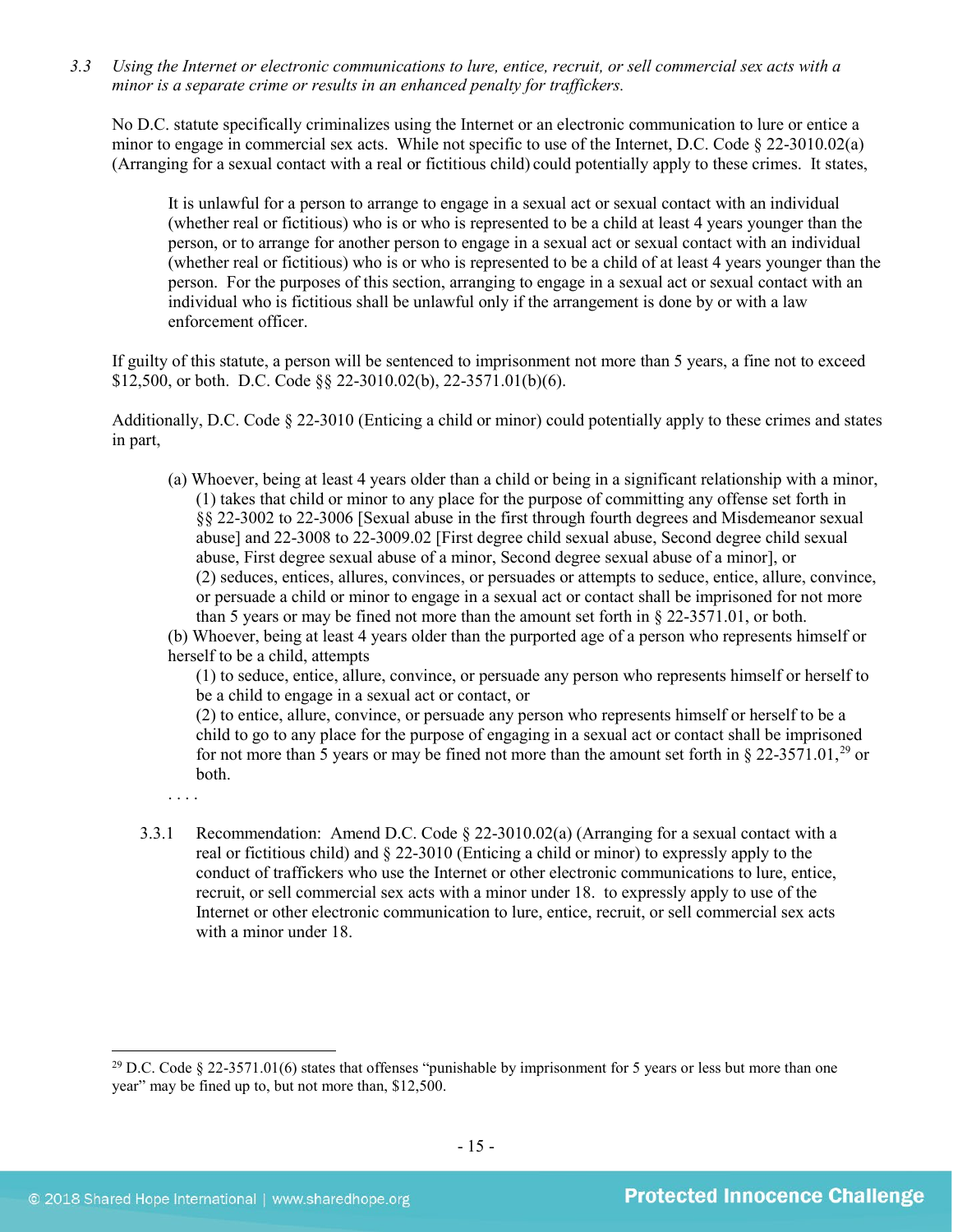*3.3 Using the Internet or electronic communications to lure, entice, recruit, or sell commercial sex acts with a minor is a separate crime or results in an enhanced penalty for traffickers.*

No D.C. statute specifically criminalizes using the Internet or an electronic communication to lure or entice a minor to engage in commercial sex acts. While not specific to use of the Internet, D.C. Code § 22-3010.02(a) (Arranging for a sexual contact with a real or fictitious child) could potentially apply to these crimes. It states,

> It is unlawful for a person to arrange to engage in a sexual act or sexual contact with an individual (whether real or fictitious) who is or who is represented to be a child at least 4 years younger than the person, or to arrange for another person to engage in a sexual act or sexual contact with an individual (whether real or fictitious) who is or who is represented to be a child of at least 4 years younger than the person. For the purposes of this section, arranging to engage in a sexual act or sexual contact with an individual who is fictitious shall be unlawful only if the arrangement is done by or with a law enforcement officer.

If guilty of this statute, a person will be sentenced to imprisonment not more than 5 years, a fine not to exceed $12,500, or both. D.C. Code §§ 22-3010.02(b), 22-3571.01(b)(6).

Additionally, D.C. Code § 22-3010 (Enticing a child or minor) could potentially apply to these crimes and states in part,

> (a) Whoever, being at least 4 years older than a child or being in a significant relationship with a minor,
> (1) takes that child or minor to any place for the purpose of committing any offense set forth in §§ 22-3002 to 22-3006 [Sexual abuse in the first through fourth degrees and Misdemeanor sexual abuse] and 22-3008 to 22-3009.02 [First degree child sexual abuse, Second degree child sexual abuse, First degree sexual abuse of a minor, Second degree sexual abuse of a minor], or
> (2) seduces, entices, allures, convinces, or persuades or attempts to seduce, entice, allure, convince, or persuade a child or minor to engage in a sexual act or contact shall be imprisoned for not more than 5 years or may be fined not more than the amount set forth in § 22-3571.01, or both.
> (b) Whoever, being at least 4 years older than the purported age of a person who represents himself or herself to be a child, attempts
> (1) to seduce, entice, allure, convince, or persuade any person who represents himself or herself to be a child to engage in a sexual act or contact, or
> (2) to entice, allure, convince, or persuade any person who represents himself or herself to be a child to go to any place for the purpose of engaging in a sexual act or contact shall be imprisoned for not more than 5 years or may be fined not more than the amount set forth in § 22-3571.01,[29] or both.
>
> . . . .

3.3.1 Recommendation: Amend D.C. Code § 22-3010.02(a) (Arranging for a sexual contact with a real or fictitious child) and § 22-3010 (Enticing a child or minor) to expressly apply to the conduct of traffickers who use the Internet or other electronic communications to lure, entice, recruit, or sell commercial sex acts with a minor under 18. to expressly apply to use of the Internet or other electronic communication to lure, entice, recruit, or sell commercial sex acts with a minor under 18.

---

[29] D.C. Code § 22-3571.01(6) states that offenses "punishable by imprisonment for 5 years or less but more than one year" may be fined up to, but not more than, $12,500.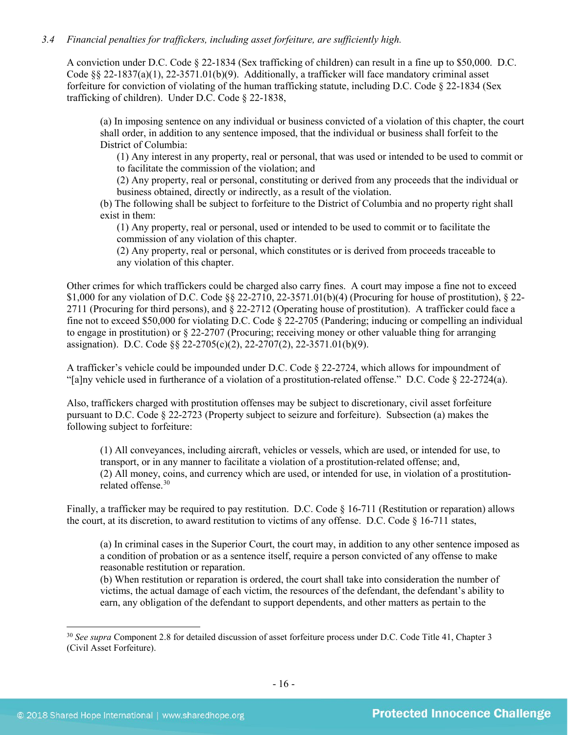*3.4 Financial penalties for traffickers, including asset forfeiture, are sufficiently high.*

A conviction under D.C. Code § 22-1834 (Sex trafficking of children) can result in a fine up to $50,000. D.C. Code §§ 22-1837(a)(1), 22-3571.01(b)(9). Additionally, a trafficker will face mandatory criminal asset forfeiture for conviction of violating of the human trafficking statute, including D.C. Code § 22-1834 (Sex trafficking of children). Under D.C. Code § 22-1838,

> (a) In imposing sentence on any individual or business convicted of a violation of this chapter, the court shall order, in addition to any sentence imposed, that the individual or business shall forfeit to the District of Columbia:
>
> (1) Any interest in any property, real or personal, that was used or intended to be used to commit or to facilitate the commission of the violation; and
>
> (2) Any property, real or personal, constituting or derived from any proceeds that the individual or business obtained, directly or indirectly, as a result of the violation.
>
> (b) The following shall be subject to forfeiture to the District of Columbia and no property right shall exist in them:
>
> (1) Any property, real or personal, used or intended to be used to commit or to facilitate the commission of any violation of this chapter.
>
> (2) Any property, real or personal, which constitutes or is derived from proceeds traceable to any violation of this chapter.

Other crimes for which traffickers could be charged also carry fines. A court may impose a fine not to exceed $1,000 for any violation of D.C. Code §§ 22-2710, 22-3571.01(b)(4) (Procuring for house of prostitution), § 22-2711 (Procuring for third persons), and § 22-2712 (Operating house of prostitution). A trafficker could face a fine not to exceed $50,000 for violating D.C. Code § 22-2705 (Pandering; inducing or compelling an individual to engage in prostitution) or § 22-2707 (Procuring; receiving money or other valuable thing for arranging assignation). D.C. Code §§ 22-2705(c)(2), 22-2707(2), 22-3571.01(b)(9).

A trafficker's vehicle could be impounded under D.C. Code § 22-2724, which allows for impoundment of "[a]ny vehicle used in furtherance of a violation of a prostitution-related offense." D.C. Code § 22-2724(a).

Also, traffickers charged with prostitution offenses may be subject to discretionary, civil asset forfeiture pursuant to D.C. Code § 22-2723 (Property subject to seizure and forfeiture). Subsection (a) makes the following subject to forfeiture:

> (1) All conveyances, including aircraft, vehicles or vessels, which are used, or intended for use, to transport, or in any manner to facilitate a violation of a prostitution-related offense; and,
>
> (2) All money, coins, and currency which are used, or intended for use, in violation of a prostitution-related offense.[30]

Finally, a trafficker may be required to pay restitution. D.C. Code § 16-711 (Restitution or reparation) allows the court, at its discretion, to award restitution to victims of any offense. D.C. Code § 16-711 states,

> (a) In criminal cases in the Superior Court, the court may, in addition to any other sentence imposed as a condition of probation or as a sentence itself, require a person convicted of any offense to make reasonable restitution or reparation.
>
> (b) When restitution or reparation is ordered, the court shall take into consideration the number of victims, the actual damage of each victim, the resources of the defendant, the defendant's ability to earn, any obligation of the defendant to support dependents, and other matters as pertain to the

---

[30] *See supra* Component 2.8 for detailed discussion of asset forfeiture process under D.C. Code Title 41, Chapter 3 (Civil Asset Forfeiture).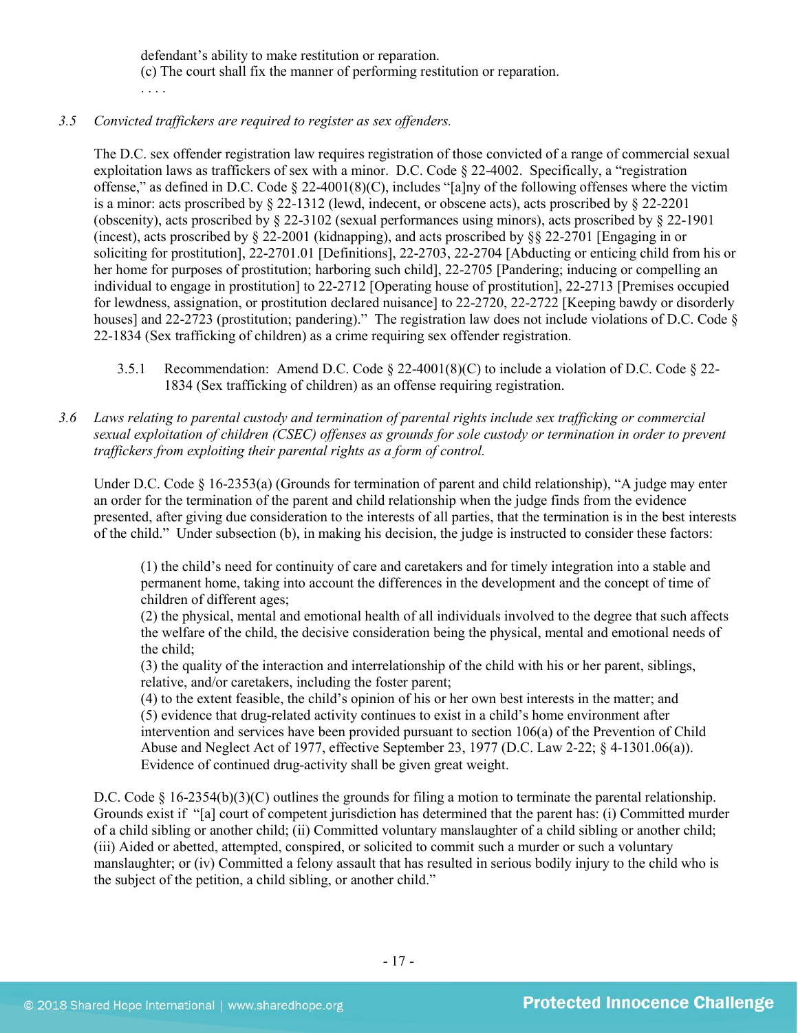defendant's ability to make restitution or reparation.
(c) The court shall fix the manner of performing restitution or reparation.
. . . .

*3.5 Convicted traffickers are required to register as sex offenders.*

The D.C. sex offender registration law requires registration of those convicted of a range of commercial sexual exploitation laws as traffickers of sex with a minor. D.C. Code § 22-4002. Specifically, a "registration offense," as defined in D.C. Code § 22-4001(8)(C), includes "[a]ny of the following offenses where the victim is a minor: acts proscribed by § 22-1312 (lewd, indecent, or obscene acts), acts proscribed by § 22-2201 (obscenity), acts proscribed by § 22-3102 (sexual performances using minors), acts proscribed by § 22-1901 (incest), acts proscribed by § 22-2001 (kidnapping), and acts proscribed by §§ 22-2701 [Engaging in or soliciting for prostitution], 22-2701.01 [Definitions], 22-2703, 22-2704 [Abducting or enticing child from his or her home for purposes of prostitution; harboring such child], 22-2705 [Pandering; inducing or compelling an individual to engage in prostitution] to 22-2712 [Operating house of prostitution], 22-2713 [Premises occupied for lewdness, assignation, or prostitution declared nuisance] to 22-2720, 22-2722 [Keeping bawdy or disorderly houses] and 22-2723 (prostitution; pandering)." The registration law does not include violations of D.C. Code § 22-1834 (Sex trafficking of children) as a crime requiring sex offender registration.

3.5.1 Recommendation: Amend D.C. Code § 22-4001(8)(C) to include a violation of D.C. Code § 22-1834 (Sex trafficking of children) as an offense requiring registration.

*3.6 Laws relating to parental custody and termination of parental rights include sex trafficking or commercial sexual exploitation of children (CSEC) offenses as grounds for sole custody or termination in order to prevent traffickers from exploiting their parental rights as a form of control.*

Under D.C. Code § 16-2353(a) (Grounds for termination of parent and child relationship), "A judge may enter an order for the termination of the parent and child relationship when the judge finds from the evidence presented, after giving due consideration to the interests of all parties, that the termination is in the best interests of the child." Under subsection (b), in making his decision, the judge is instructed to consider these factors:

> (1) the child's need for continuity of care and caretakers and for timely integration into a stable and permanent home, taking into account the differences in the development and the concept of time of children of different ages;
> (2) the physical, mental and emotional health of all individuals involved to the degree that such affects the welfare of the child, the decisive consideration being the physical, mental and emotional needs of the child;
> (3) the quality of the interaction and interrelationship of the child with his or her parent, siblings, relative, and/or caretakers, including the foster parent;
> (4) to the extent feasible, the child's opinion of his or her own best interests in the matter; and
> (5) evidence that drug-related activity continues to exist in a child's home environment after intervention and services have been provided pursuant to section 106(a) of the Prevention of Child Abuse and Neglect Act of 1977, effective September 23, 1977 (D.C. Law 2-22; § 4-1301.06(a)). Evidence of continued drug-activity shall be given great weight.

D.C. Code § 16-2354(b)(3)(C) outlines the grounds for filing a motion to terminate the parental relationship. Grounds exist if "[a] court of competent jurisdiction has determined that the parent has: (i) Committed murder of a child sibling or another child; (ii) Committed voluntary manslaughter of a child sibling or another child; (iii) Aided or abetted, attempted, conspired, or solicited to commit such a murder or such a voluntary manslaughter; or (iv) Committed a felony assault that has resulted in serious bodily injury to the child who is the subject of the petition, a child sibling, or another child."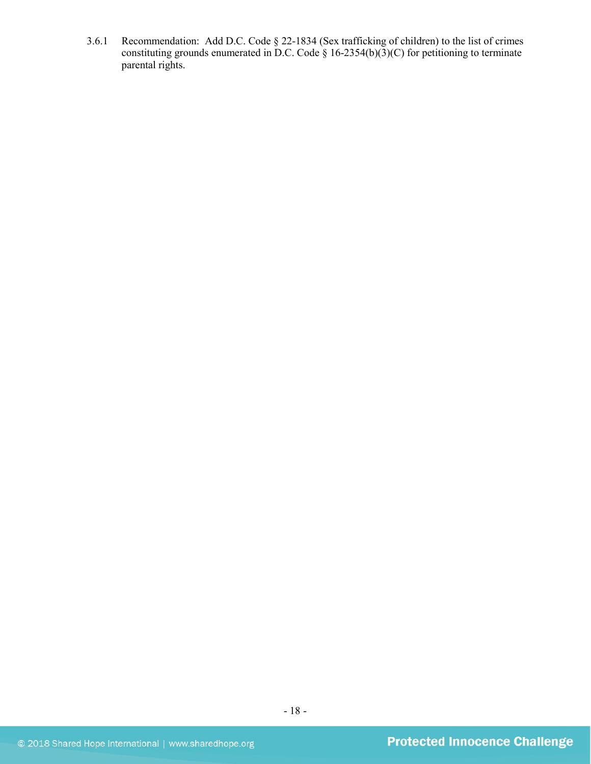3.6.1 Recommendation: Add D.C. Code § 22-1834 (Sex trafficking of children) to the list of crimes constituting grounds enumerated in D.C. Code § 16-2354(b)(3)(C) for petitioning to terminate parental rights.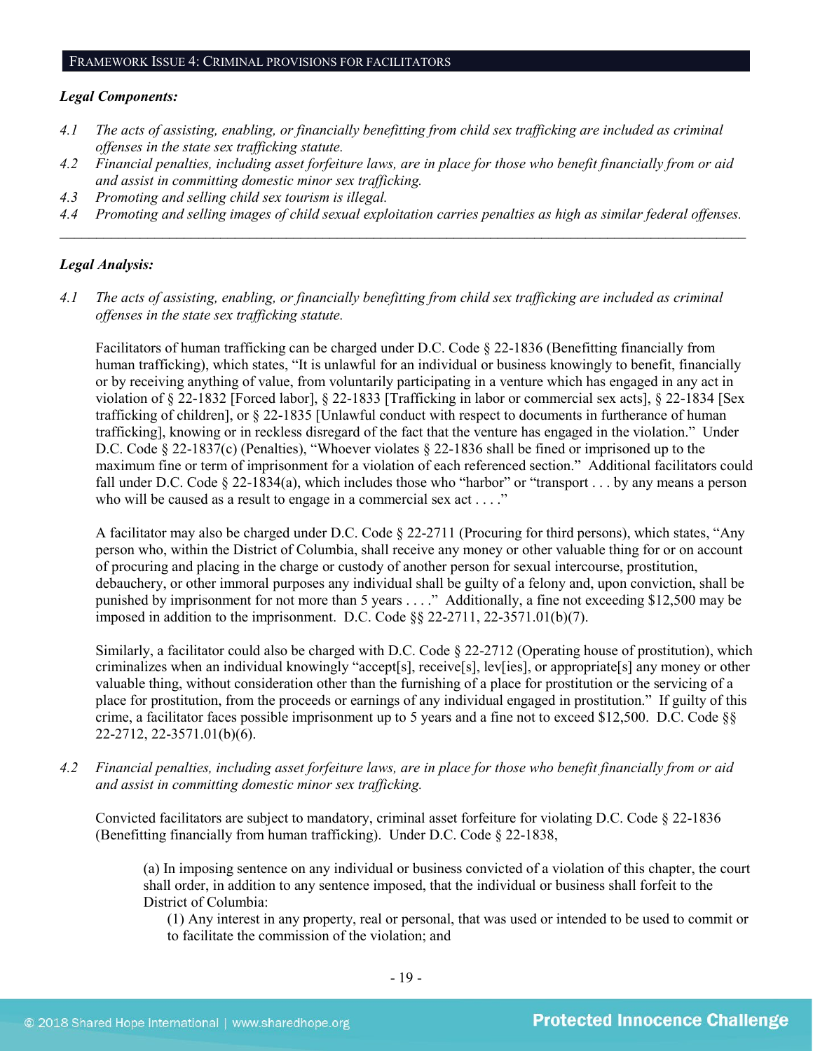## FRAMEWORK ISSUE 4: CRIMINAL PROVISIONS FOR FACILITATORS

***Legal Components:***

*4.1 The acts of assisting, enabling, or financially benefitting from child sex trafficking are included as criminal offenses in the state sex trafficking statute.*

*4.2 Financial penalties, including asset forfeiture laws, are in place for those who benefit financially from or aid and assist in committing domestic minor sex trafficking.*

*4.3 Promoting and selling child sex tourism is illegal.*

*4.4 Promoting and selling images of child sexual exploitation carries penalties as high as similar federal offenses.*

---

***Legal Analysis:***

*4.1 The acts of assisting, enabling, or financially benefitting from child sex trafficking are included as criminal offenses in the state sex trafficking statute.*

Facilitators of human trafficking can be charged under D.C. Code § 22-1836 (Benefitting financially from human trafficking), which states, "It is unlawful for an individual or business knowingly to benefit, financially or by receiving anything of value, from voluntarily participating in a venture which has engaged in any act in violation of § 22-1832 [Forced labor], § 22-1833 [Trafficking in labor or commercial sex acts], § 22-1834 [Sex trafficking of children], or § 22-1835 [Unlawful conduct with respect to documents in furtherance of human trafficking], knowing or in reckless disregard of the fact that the venture has engaged in the violation." Under D.C. Code § 22-1837(c) (Penalties), "Whoever violates § 22-1836 shall be fined or imprisoned up to the maximum fine or term of imprisonment for a violation of each referenced section." Additional facilitators could fall under D.C. Code § 22-1834(a), which includes those who "harbor" or "transport . . . by any means a person who will be caused as a result to engage in a commercial sex act . . . ."

A facilitator may also be charged under D.C. Code § 22-2711 (Procuring for third persons), which states, "Any person who, within the District of Columbia, shall receive any money or other valuable thing for or on account of procuring and placing in the charge or custody of another person for sexual intercourse, prostitution, debauchery, or other immoral purposes any individual shall be guilty of a felony and, upon conviction, shall be punished by imprisonment for not more than 5 years . . . ." Additionally, a fine not exceeding $12,500 may be imposed in addition to the imprisonment. D.C. Code §§ 22-2711, 22-3571.01(b)(7).

Similarly, a facilitator could also be charged with D.C. Code § 22-2712 (Operating house of prostitution), which criminalizes when an individual knowingly "accept[s], receive[s], lev[ies], or appropriate[s] any money or other valuable thing, without consideration other than the furnishing of a place for prostitution or the servicing of a place for prostitution, from the proceeds or earnings of any individual engaged in prostitution." If guilty of this crime, a facilitator faces possible imprisonment up to 5 years and a fine not to exceed $12,500. D.C. Code §§ 22-2712, 22-3571.01(b)(6).

*4.2 Financial penalties, including asset forfeiture laws, are in place for those who benefit financially from or aid and assist in committing domestic minor sex trafficking.*

Convicted facilitators are subject to mandatory, criminal asset forfeiture for violating D.C. Code § 22-1836 (Benefitting financially from human trafficking). Under D.C. Code § 22-1838,

> (a) In imposing sentence on any individual or business convicted of a violation of this chapter, the court shall order, in addition to any sentence imposed, that the individual or business shall forfeit to the District of Columbia:
>
> (1) Any interest in any property, real or personal, that was used or intended to be used to commit or to facilitate the commission of the violation; and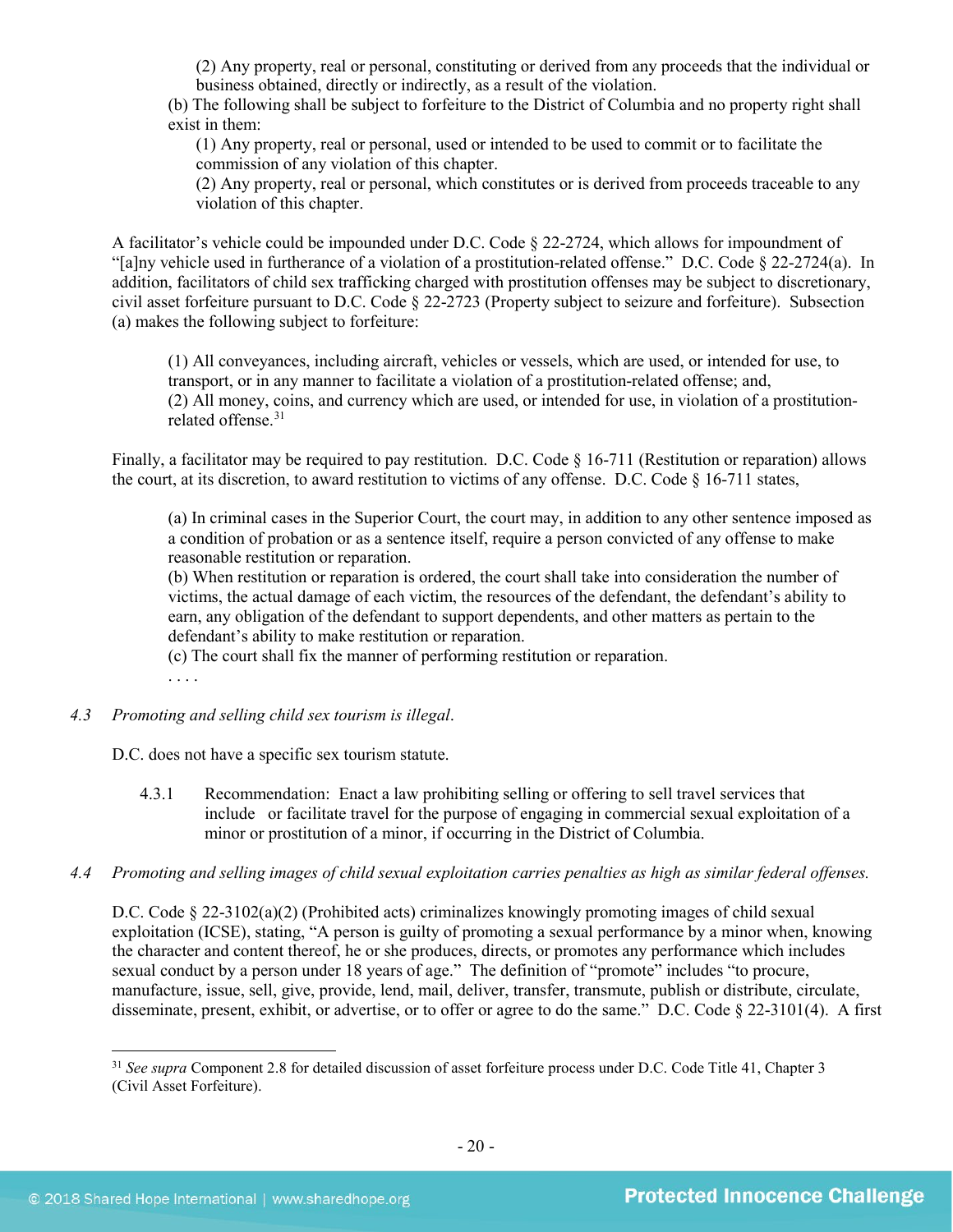(2) Any property, real or personal, constituting or derived from any proceeds that the individual or business obtained, directly or indirectly, as a result of the violation.

(b) The following shall be subject to forfeiture to the District of Columbia and no property right shall exist in them:

(1) Any property, real or personal, used or intended to be used to commit or to facilitate the commission of any violation of this chapter.

(2) Any property, real or personal, which constitutes or is derived from proceeds traceable to any violation of this chapter.

A facilitator's vehicle could be impounded under D.C. Code § 22-2724, which allows for impoundment of "[a]ny vehicle used in furtherance of a violation of a prostitution-related offense." D.C. Code § 22-2724(a). In addition, facilitators of child sex trafficking charged with prostitution offenses may be subject to discretionary, civil asset forfeiture pursuant to D.C. Code § 22-2723 (Property subject to seizure and forfeiture). Subsection (a) makes the following subject to forfeiture:

> (1) All conveyances, including aircraft, vehicles or vessels, which are used, or intended for use, to transport, or in any manner to facilitate a violation of a prostitution-related offense; and,
> (2) All money, coins, and currency which are used, or intended for use, in violation of a prostitution-related offense.[31]

Finally, a facilitator may be required to pay restitution. D.C. Code § 16-711 (Restitution or reparation) allows the court, at its discretion, to award restitution to victims of any offense. D.C. Code § 16-711 states,

> (a) In criminal cases in the Superior Court, the court may, in addition to any other sentence imposed as a condition of probation or as a sentence itself, require a person convicted of any offense to make reasonable restitution or reparation.
> (b) When restitution or reparation is ordered, the court shall take into consideration the number of victims, the actual damage of each victim, the resources of the defendant, the defendant's ability to earn, any obligation of the defendant to support dependents, and other matters as pertain to the defendant's ability to make restitution or reparation.
> (c) The court shall fix the manner of performing restitution or reparation.
> . . . .

*4.3 Promoting and selling child sex tourism is illegal.*

D.C. does not have a specific sex tourism statute.

4.3.1 Recommendation: Enact a law prohibiting selling or offering to sell travel services that include or facilitate travel for the purpose of engaging in commercial sexual exploitation of a minor or prostitution of a minor, if occurring in the District of Columbia.

*4.4 Promoting and selling images of child sexual exploitation carries penalties as high as similar federal offenses.*

D.C. Code § 22-3102(a)(2) (Prohibited acts) criminalizes knowingly promoting images of child sexual exploitation (ICSE), stating, "A person is guilty of promoting a sexual performance by a minor when, knowing the character and content thereof, he or she produces, directs, or promotes any performance which includes sexual conduct by a person under 18 years of age." The definition of "promote" includes "to procure, manufacture, issue, sell, give, provide, lend, mail, deliver, transfer, transmute, publish or distribute, circulate, disseminate, present, exhibit, or advertise, or to offer or agree to do the same." D.C. Code § 22-3101(4). A first

[31] *See supra* Component 2.8 for detailed discussion of asset forfeiture process under D.C. Code Title 41, Chapter 3 (Civil Asset Forfeiture).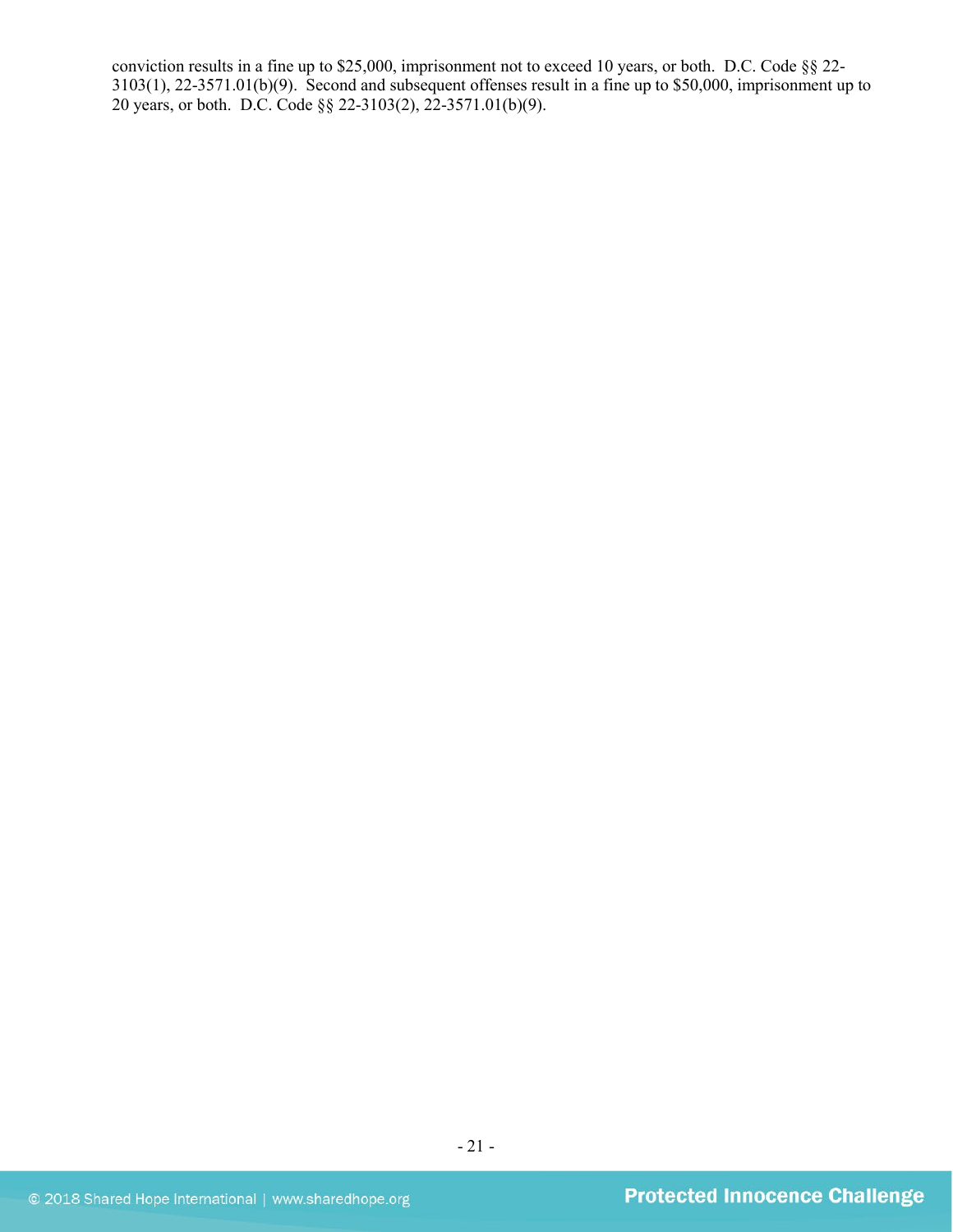conviction results in a fine up to $25,000, imprisonment not to exceed 10 years, or both. D.C. Code §§ 22-3103(1), 22-3571.01(b)(9). Second and subsequent offenses result in a fine up to $50,000, imprisonment up to 20 years, or both. D.C. Code §§ 22-3103(2), 22-3571.01(b)(9).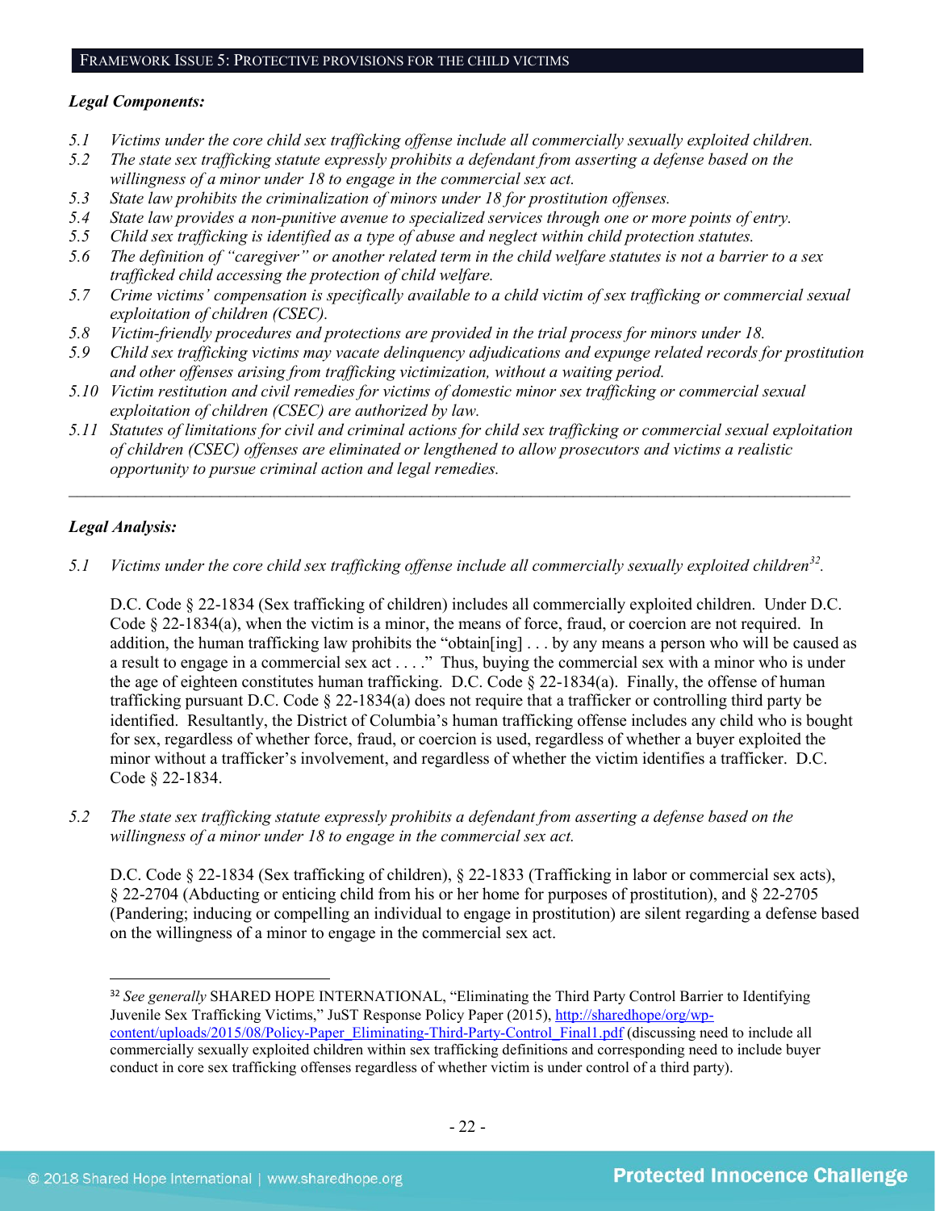## FRAMEWORK ISSUE 5: PROTECTIVE PROVISIONS FOR THE CHILD VICTIMS

***Legal Components:***

*5.1 Victims under the core child sex trafficking offense include all commercially sexually exploited children.*
*5.2 The state sex trafficking statute expressly prohibits a defendant from asserting a defense based on the willingness of a minor under 18 to engage in the commercial sex act.*
*5.3 State law prohibits the criminalization of minors under 18 for prostitution offenses.*
*5.4 State law provides a non-punitive avenue to specialized services through one or more points of entry.*
*5.5 Child sex trafficking is identified as a type of abuse and neglect within child protection statutes.*
*5.6 The definition of "caregiver" or another related term in the child welfare statutes is not a barrier to a sex trafficked child accessing the protection of child welfare.*
*5.7 Crime victims' compensation is specifically available to a child victim of sex trafficking or commercial sexual exploitation of children (CSEC).*
*5.8 Victim-friendly procedures and protections are provided in the trial process for minors under 18.*
*5.9 Child sex trafficking victims may vacate delinquency adjudications and expunge related records for prostitution and other offenses arising from trafficking victimization, without a waiting period.*
*5.10 Victim restitution and civil remedies for victims of domestic minor sex trafficking or commercial sexual exploitation of children (CSEC) are authorized by law.*
*5.11 Statutes of limitations for civil and criminal actions for child sex trafficking or commercial sexual exploitation of children (CSEC) offenses are eliminated or lengthened to allow prosecutors and victims a realistic opportunity to pursue criminal action and legal remedies.*

---

***Legal Analysis:***

*5.1 Victims under the core child sex trafficking offense include all commercially sexually exploited children[32].*

D.C. Code § 22-1834 (Sex trafficking of children) includes all commercially exploited children. Under D.C. Code § 22-1834(a), when the victim is a minor, the means of force, fraud, or coercion are not required. In addition, the human trafficking law prohibits the "obtain[ing] . . . by any means a person who will be caused as a result to engage in a commercial sex act . . . ." Thus, buying the commercial sex with a minor who is under the age of eighteen constitutes human trafficking. D.C. Code § 22-1834(a). Finally, the offense of human trafficking pursuant D.C. Code § 22-1834(a) does not require that a trafficker or controlling third party be identified. Resultantly, the District of Columbia's human trafficking offense includes any child who is bought for sex, regardless of whether force, fraud, or coercion is used, regardless of whether a buyer exploited the minor without a trafficker's involvement, and regardless of whether the victim identifies a trafficker. D.C. Code § 22-1834.

*5.2 The state sex trafficking statute expressly prohibits a defendant from asserting a defense based on the willingness of a minor under 18 to engage in the commercial sex act.*

D.C. Code § 22-1834 (Sex trafficking of children), § 22-1833 (Trafficking in labor or commercial sex acts), § 22-2704 (Abducting or enticing child from his or her home for purposes of prostitution), and § 22-2705 (Pandering; inducing or compelling an individual to engage in prostitution) are silent regarding a defense based on the willingness of a minor to engage in the commercial sex act.

---

[32] *See generally* SHARED HOPE INTERNATIONAL, "Eliminating the Third Party Control Barrier to Identifying Juvenile Sex Trafficking Victims," JuST Response Policy Paper (2015), http://sharedhope.org/wp-content/uploads/2015/08/Policy-Paper_Eliminating-Third-Party-Control_Final1.pdf (discussing need to include all commercially sexually exploited children within sex trafficking definitions and corresponding need to include buyer conduct in core sex trafficking offenses regardless of whether victim is under control of a third party).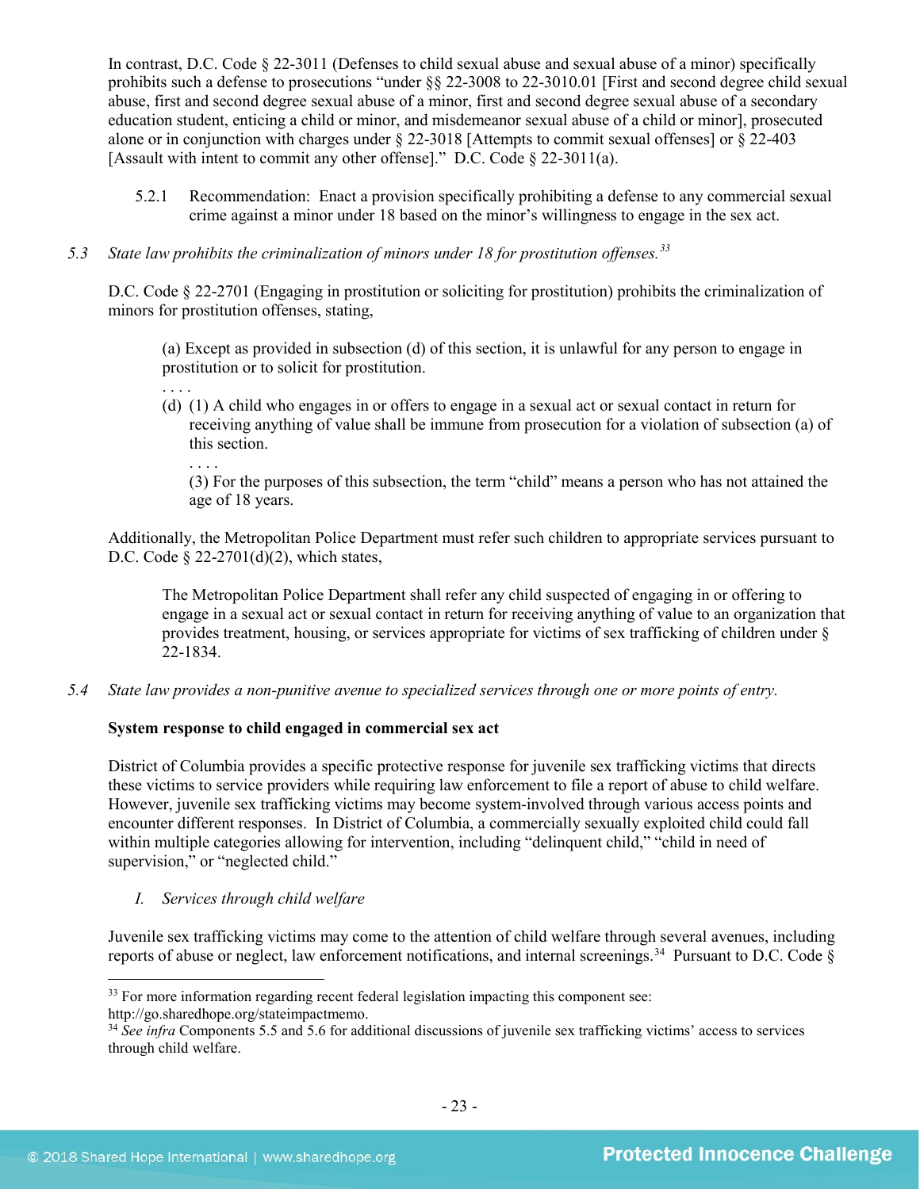In contrast, D.C. Code § 22-3011 (Defenses to child sexual abuse and sexual abuse of a minor) specifically prohibits such a defense to prosecutions "under §§ 22-3008 to 22-3010.01 [First and second degree child sexual abuse, first and second degree sexual abuse of a minor, first and second degree sexual abuse of a secondary education student, enticing a child or minor, and misdemeanor sexual abuse of a child or minor], prosecuted alone or in conjunction with charges under § 22-3018 [Attempts to commit sexual offenses] or § 22-403 [Assault with intent to commit any other offense]." D.C. Code § 22-3011(a).

5.2.1 Recommendation: Enact a provision specifically prohibiting a defense to any commercial sexual crime against a minor under 18 based on the minor's willingness to engage in the sex act.

*5.3 State law prohibits the criminalization of minors under 18 for prostitution offenses.*[33]

D.C. Code § 22-2701 (Engaging in prostitution or soliciting for prostitution) prohibits the criminalization of minors for prostitution offenses, stating,

> (a) Except as provided in subsection (d) of this section, it is unlawful for any person to engage in prostitution or to solicit for prostitution.
>
> . . . .
>
> (d) (1) A child who engages in or offers to engage in a sexual act or sexual contact in return for receiving anything of value shall be immune from prosecution for a violation of subsection (a) of this section.
>
> . . . .
>
> (3) For the purposes of this subsection, the term "child" means a person who has not attained the age of 18 years.

Additionally, the Metropolitan Police Department must refer such children to appropriate services pursuant to D.C. Code § 22-2701(d)(2), which states,

> The Metropolitan Police Department shall refer any child suspected of engaging in or offering to engage in a sexual act or sexual contact in return for receiving anything of value to an organization that provides treatment, housing, or services appropriate for victims of sex trafficking of children under § 22-1834.

*5.4 State law provides a non-punitive avenue to specialized services through one or more points of entry.*

**System response to child engaged in commercial sex act**

District of Columbia provides a specific protective response for juvenile sex trafficking victims that directs these victims to service providers while requiring law enforcement to file a report of abuse to child welfare. However, juvenile sex trafficking victims may become system-involved through various access points and encounter different responses. In District of Columbia, a commercially sexually exploited child could fall within multiple categories allowing for intervention, including "delinquent child," "child in need of supervision," or "neglected child."

*I. Services through child welfare*

Juvenile sex trafficking victims may come to the attention of child welfare through several avenues, including reports of abuse or neglect, law enforcement notifications, and internal screenings.[34] Pursuant to D.C. Code §

[33] For more information regarding recent federal legislation impacting this component see: http://go.sharedhope.org/stateimpactmemo.

[34] *See infra* Components 5.5 and 5.6 for additional discussions of juvenile sex trafficking victims' access to services through child welfare.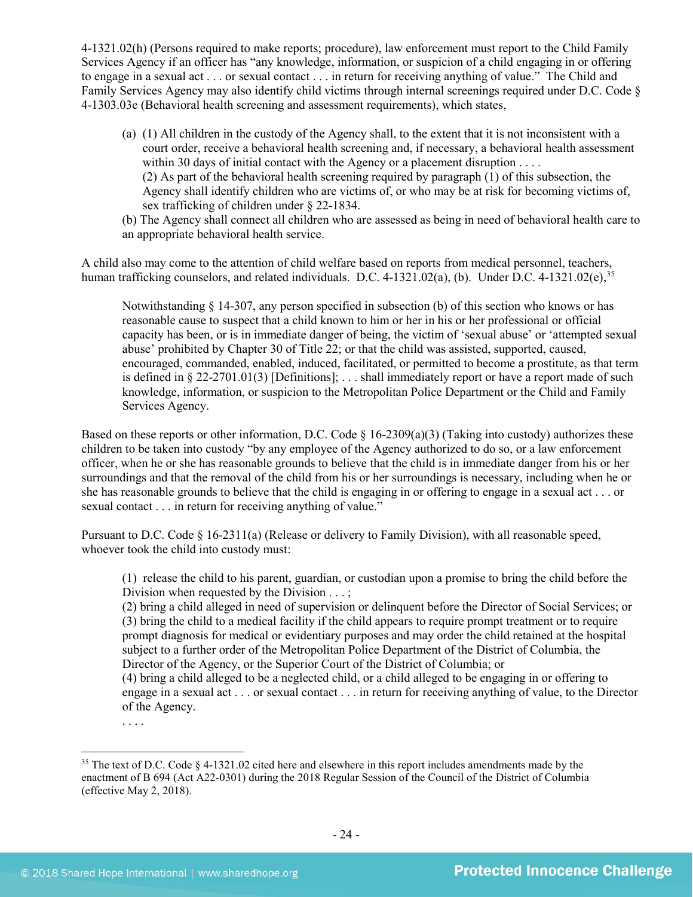4-1321.02(h) (Persons required to make reports; procedure), law enforcement must report to the Child Family Services Agency if an officer has "any knowledge, information, or suspicion of a child engaging in or offering to engage in a sexual act . . . or sexual contact . . . in return for receiving anything of value." The Child and Family Services Agency may also identify child victims through internal screenings required under D.C. Code § 4-1303.03e (Behavioral health screening and assessment requirements), which states,

> (a) (1) All children in the custody of the Agency shall, to the extent that it is not inconsistent with a court order, receive a behavioral health screening and, if necessary, a behavioral health assessment within 30 days of initial contact with the Agency or a placement disruption . . . .
> (2) As part of the behavioral health screening required by paragraph (1) of this subsection, the Agency shall identify children who are victims of, or who may be at risk for becoming victims of, sex trafficking of children under § 22-1834.
> (b) The Agency shall connect all children who are assessed as being in need of behavioral health care to an appropriate behavioral health service.

A child also may come to the attention of child welfare based on reports from medical personnel, teachers, human trafficking counselors, and related individuals. D.C. 4-1321.02(a), (b). Under D.C. 4-1321.02(e),[35]

> Notwithstanding § 14-307, any person specified in subsection (b) of this section who knows or has reasonable cause to suspect that a child known to him or her in his or her professional or official capacity has been, or is in immediate danger of being, the victim of 'sexual abuse' or 'attempted sexual abuse' prohibited by Chapter 30 of Title 22; or that the child was assisted, supported, caused, encouraged, commanded, enabled, induced, facilitated, or permitted to become a prostitute, as that term is defined in § 22-2701.01(3) [Definitions]; . . . shall immediately report or have a report made of such knowledge, information, or suspicion to the Metropolitan Police Department or the Child and Family Services Agency.

Based on these reports or other information, D.C. Code § 16-2309(a)(3) (Taking into custody) authorizes these children to be taken into custody "by any employee of the Agency authorized to do so, or a law enforcement officer, when he or she has reasonable grounds to believe that the child is in immediate danger from his or her surroundings and that the removal of the child from his or her surroundings is necessary, including when he or she has reasonable grounds to believe that the child is engaging in or offering to engage in a sexual act . . . or sexual contact . . . in return for receiving anything of value."

Pursuant to D.C. Code § 16-2311(a) (Release or delivery to Family Division), with all reasonable speed, whoever took the child into custody must:

> (1) release the child to his parent, guardian, or custodian upon a promise to bring the child before the Division when requested by the Division . . . ;
> (2) bring a child alleged in need of supervision or delinquent before the Director of Social Services; or
> (3) bring the child to a medical facility if the child appears to require prompt treatment or to require prompt diagnosis for medical or evidentiary purposes and may order the child retained at the hospital subject to a further order of the Metropolitan Police Department of the District of Columbia, the Director of the Agency, or the Superior Court of the District of Columbia; or
> (4) bring a child alleged to be a neglected child, or a child alleged to be engaging in or offering to engage in a sexual act . . . or sexual contact . . . in return for receiving anything of value, to the Director of the Agency.
> . . . .

[35] The text of D.C. Code § 4-1321.02 cited here and elsewhere in this report includes amendments made by the enactment of B 694 (Act A22-0301) during the 2018 Regular Session of the Council of the District of Columbia (effective May 2, 2018).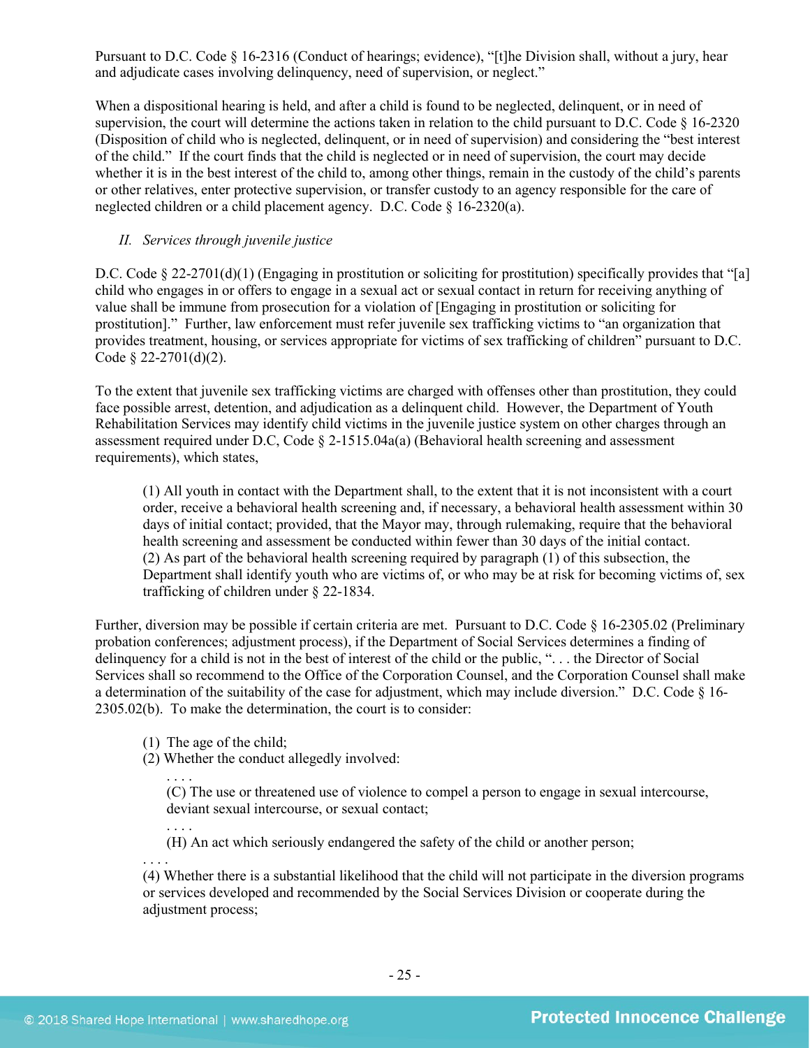Pursuant to D.C. Code § 16-2316 (Conduct of hearings; evidence), "[t]he Division shall, without a jury, hear and adjudicate cases involving delinquency, need of supervision, or neglect."

When a dispositional hearing is held, and after a child is found to be neglected, delinquent, or in need of supervision, the court will determine the actions taken in relation to the child pursuant to D.C. Code § 16-2320 (Disposition of child who is neglected, delinquent, or in need of supervision) and considering the "best interest of the child." If the court finds that the child is neglected or in need of supervision, the court may decide whether it is in the best interest of the child to, among other things, remain in the custody of the child's parents or other relatives, enter protective supervision, or transfer custody to an agency responsible for the care of neglected children or a child placement agency. D.C. Code § 16-2320(a).

*II. Services through juvenile justice*

D.C. Code § 22-2701(d)(1) (Engaging in prostitution or soliciting for prostitution) specifically provides that "[a] child who engages in or offers to engage in a sexual act or sexual contact in return for receiving anything of value shall be immune from prosecution for a violation of [Engaging in prostitution or soliciting for prostitution]." Further, law enforcement must refer juvenile sex trafficking victims to "an organization that provides treatment, housing, or services appropriate for victims of sex trafficking of children" pursuant to D.C. Code § 22-2701(d)(2).

To the extent that juvenile sex trafficking victims are charged with offenses other than prostitution, they could face possible arrest, detention, and adjudication as a delinquent child. However, the Department of Youth Rehabilitation Services may identify child victims in the juvenile justice system on other charges through an assessment required under D.C, Code § 2-1515.04a(a) (Behavioral health screening and assessment requirements), which states,

> (1) All youth in contact with the Department shall, to the extent that it is not inconsistent with a court order, receive a behavioral health screening and, if necessary, a behavioral health assessment within 30 days of initial contact; provided, that the Mayor may, through rulemaking, require that the behavioral health screening and assessment be conducted within fewer than 30 days of the initial contact.
> (2) As part of the behavioral health screening required by paragraph (1) of this subsection, the Department shall identify youth who are victims of, or who may be at risk for becoming victims of, sex trafficking of children under § 22-1834.

Further, diversion may be possible if certain criteria are met. Pursuant to D.C. Code § 16-2305.02 (Preliminary probation conferences; adjustment process), if the Department of Social Services determines a finding of delinquency for a child is not in the best of interest of the child or the public, ". . . the Director of Social Services shall so recommend to the Office of the Corporation Counsel, and the Corporation Counsel shall make a determination of the suitability of the case for adjustment, which may include diversion." D.C. Code § 16-2305.02(b). To make the determination, the court is to consider:

> (1) The age of the child;
> (2) Whether the conduct allegedly involved:
>
> . . . .
>
> (C) The use or threatened use of violence to compel a person to engage in sexual intercourse, deviant sexual intercourse, or sexual contact;
>
> . . . .
>
> (H) An act which seriously endangered the safety of the child or another person;
>
> . . . .
>
> (4) Whether there is a substantial likelihood that the child will not participate in the diversion programs or services developed and recommended by the Social Services Division or cooperate during the adjustment process;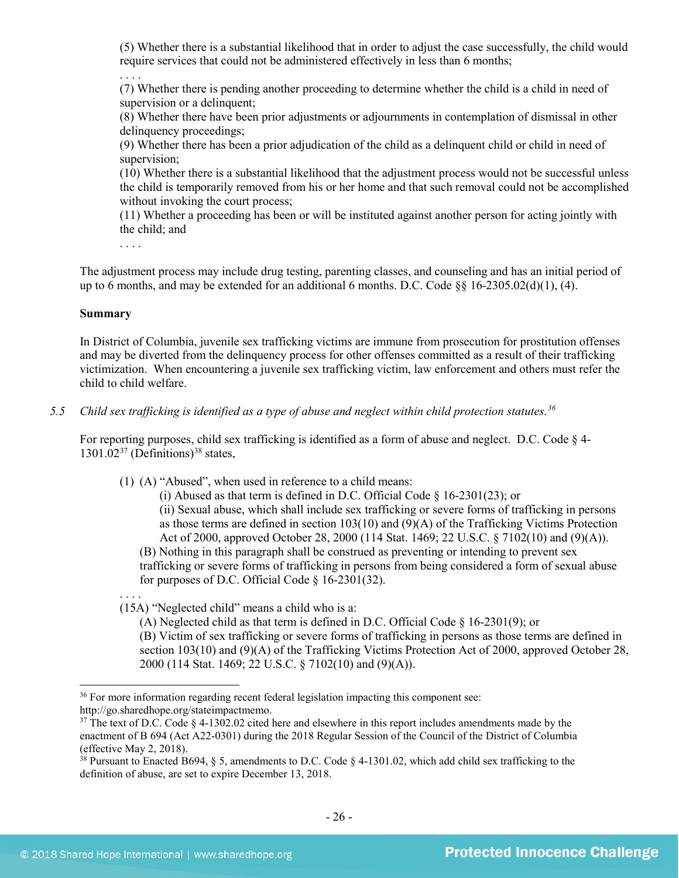(5) Whether there is a substantial likelihood that in order to adjust the case successfully, the child would require services that could not be administered effectively in less than 6 months;

. . . .

(7) Whether there is pending another proceeding to determine whether the child is a child in need of supervision or a delinquent;

(8) Whether there have been prior adjustments or adjournments in contemplation of dismissal in other delinquency proceedings;

(9) Whether there has been a prior adjudication of the child as a delinquent child or child in need of supervision;

(10) Whether there is a substantial likelihood that the adjustment process would not be successful unless the child is temporarily removed from his or her home and that such removal could not be accomplished without invoking the court process;

(11) Whether a proceeding has been or will be instituted against another person for acting jointly with the child; and

. . . .

The adjustment process may include drug testing, parenting classes, and counseling and has an initial period of up to 6 months, and may be extended for an additional 6 months. D.C. Code §§ 16-2305.02(d)(1), (4).

**Summary**

In District of Columbia, juvenile sex trafficking victims are immune from prosecution for prostitution offenses and may be diverted from the delinquency process for other offenses committed as a result of their trafficking victimization. When encountering a juvenile sex trafficking victim, law enforcement and others must refer the child to child welfare.

*5.5 Child sex trafficking is identified as a type of abuse and neglect within child protection statutes.*[36]

For reporting purposes, child sex trafficking is identified as a form of abuse and neglect. D.C. Code § 4-1301.02[37] (Definitions)[38] states,

(1) (A) "Abused", when used in reference to a child means:

(i) Abused as that term is defined in D.C. Official Code § 16-2301(23); or

(ii) Sexual abuse, which shall include sex trafficking or severe forms of trafficking in persons as those terms are defined in section 103(10) and (9)(A) of the Trafficking Victims Protection Act of 2000, approved October 28, 2000 (114 Stat. 1469; 22 U.S.C. § 7102(10) and (9)(A)).

(B) Nothing in this paragraph shall be construed as preventing or intending to prevent sex trafficking or severe forms of trafficking in persons from being considered a form of sexual abuse for purposes of D.C. Official Code § 16-2301(32).

. . . .

(15A) "Neglected child" means a child who is a:

(A) Neglected child as that term is defined in D.C. Official Code § 16-2301(9); or

(B) Victim of sex trafficking or severe forms of trafficking in persons as those terms are defined in section 103(10) and (9)(A) of the Trafficking Victims Protection Act of 2000, approved October 28, 2000 (114 Stat. 1469; 22 U.S.C. § 7102(10) and (9)(A)).

---

[36] For more information regarding recent federal legislation impacting this component see: http://go.sharedhope.org/stateimpactmemo.

[37] The text of D.C. Code § 4-1302.02 cited here and elsewhere in this report includes amendments made by the enactment of B 694 (Act A22-0301) during the 2018 Regular Session of the Council of the District of Columbia (effective May 2, 2018).

[38] Pursuant to Enacted B694, § 5, amendments to D.C. Code § 4-1301.02, which add child sex trafficking to the definition of abuse, are set to expire December 13, 2018.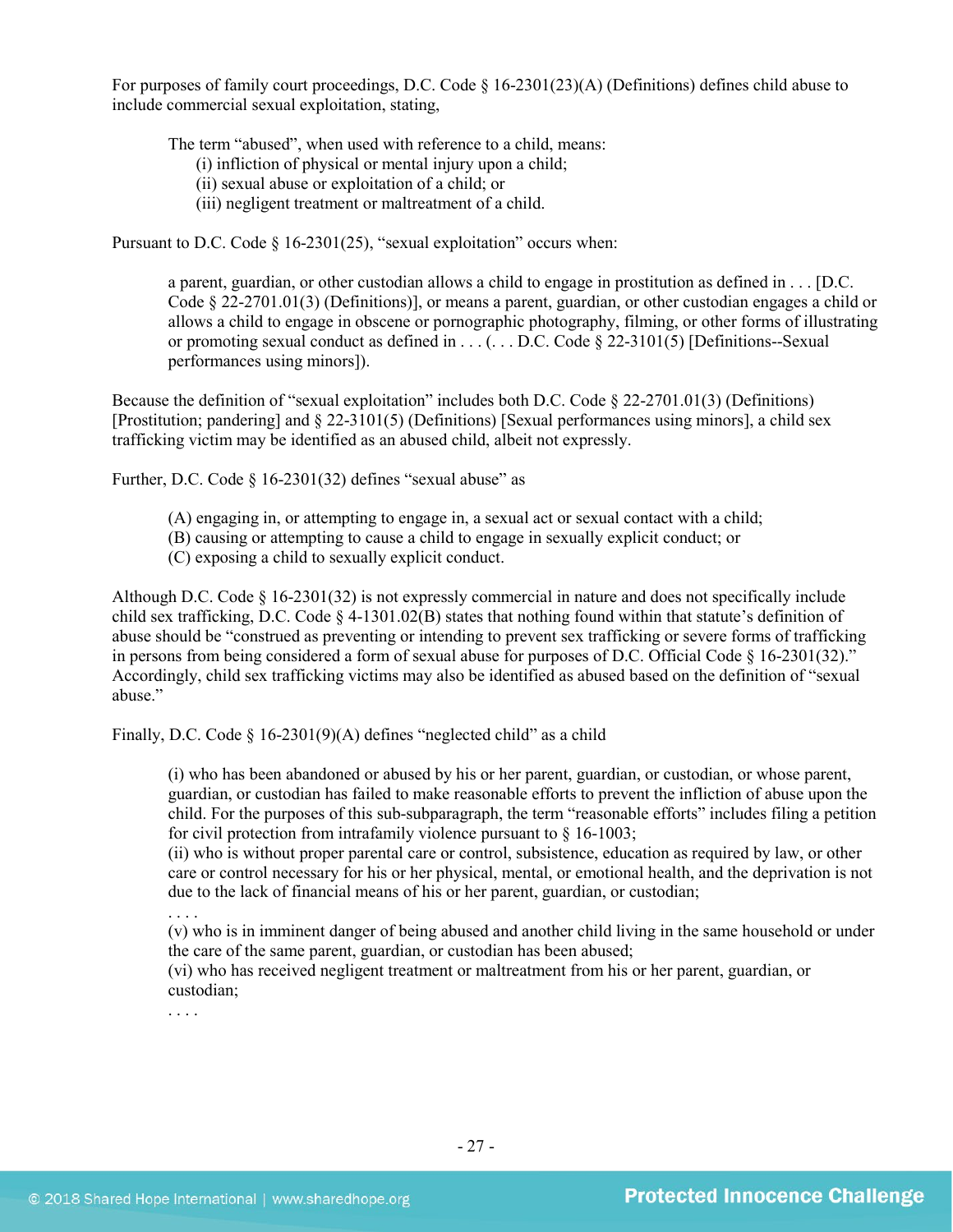For purposes of family court proceedings, D.C. Code § 16-2301(23)(A) (Definitions) defines child abuse to include commercial sexual exploitation, stating,

> The term "abused", when used with reference to a child, means:
> (i) infliction of physical or mental injury upon a child;
> (ii) sexual abuse or exploitation of a child; or
> (iii) negligent treatment or maltreatment of a child.

Pursuant to D.C. Code § 16-2301(25), "sexual exploitation" occurs when:

> a parent, guardian, or other custodian allows a child to engage in prostitution as defined in . . . [D.C. Code § 22-2701.01(3) (Definitions)], or means a parent, guardian, or other custodian engages a child or allows a child to engage in obscene or pornographic photography, filming, or other forms of illustrating or promoting sexual conduct as defined in . . . (. . . D.C. Code § 22-3101(5) [Definitions--Sexual performances using minors]).

Because the definition of "sexual exploitation" includes both D.C. Code § 22-2701.01(3) (Definitions) [Prostitution; pandering] and § 22-3101(5) (Definitions) [Sexual performances using minors], a child sex trafficking victim may be identified as an abused child, albeit not expressly.

Further, D.C. Code § 16-2301(32) defines "sexual abuse" as

> (A) engaging in, or attempting to engage in, a sexual act or sexual contact with a child;
> (B) causing or attempting to cause a child to engage in sexually explicit conduct; or
> (C) exposing a child to sexually explicit conduct.

Although D.C. Code § 16-2301(32) is not expressly commercial in nature and does not specifically include child sex trafficking, D.C. Code § 4-1301.02(B) states that nothing found within that statute's definition of abuse should be "construed as preventing or intending to prevent sex trafficking or severe forms of trafficking in persons from being considered a form of sexual abuse for purposes of D.C. Official Code § 16-2301(32)." Accordingly, child sex trafficking victims may also be identified as abused based on the definition of "sexual abuse."

Finally, D.C. Code § 16-2301(9)(A) defines "neglected child" as a child

> (i) who has been abandoned or abused by his or her parent, guardian, or custodian, or whose parent, guardian, or custodian has failed to make reasonable efforts to prevent the infliction of abuse upon the child. For the purposes of this sub-subparagraph, the term "reasonable efforts" includes filing a petition for civil protection from intrafamily violence pursuant to § 16-1003;
> (ii) who is without proper parental care or control, subsistence, education as required by law, or other care or control necessary for his or her physical, mental, or emotional health, and the deprivation is not due to the lack of financial means of his or her parent, guardian, or custodian;
> . . . .
> (v) who is in imminent danger of being abused and another child living in the same household or under the care of the same parent, guardian, or custodian has been abused;
> (vi) who has received negligent treatment or maltreatment from his or her parent, guardian, or custodian;
> . . . .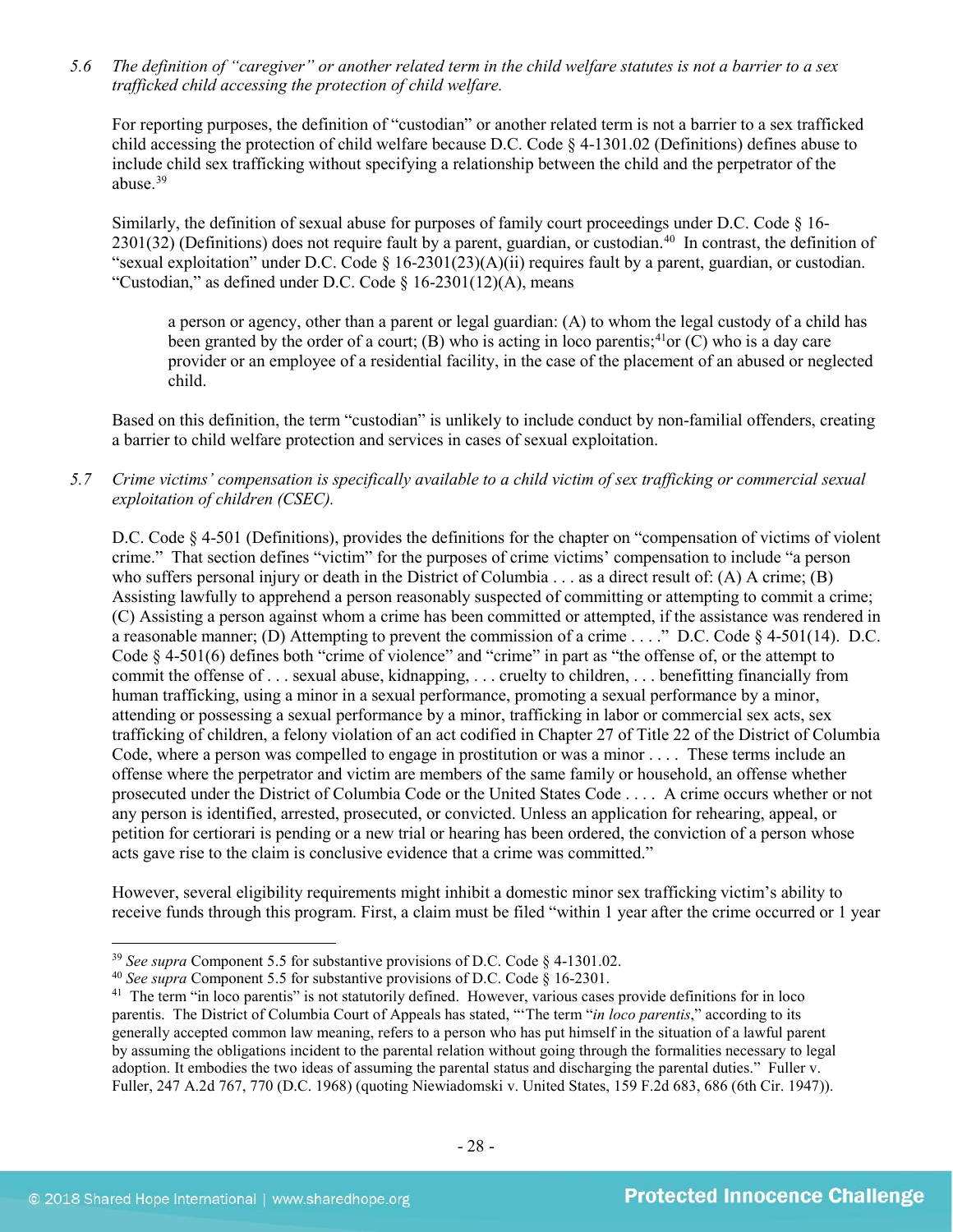*5.6 The definition of "caregiver" or another related term in the child welfare statutes is not a barrier to a sex trafficked child accessing the protection of child welfare.*

For reporting purposes, the definition of "custodian" or another related term is not a barrier to a sex trafficked child accessing the protection of child welfare because D.C. Code § 4-1301.02 (Definitions) defines abuse to include child sex trafficking without specifying a relationship between the child and the perpetrator of the abuse.[39]

Similarly, the definition of sexual abuse for purposes of family court proceedings under D.C. Code § 16-2301(32) (Definitions) does not require fault by a parent, guardian, or custodian.[40] In contrast, the definition of "sexual exploitation" under D.C. Code § 16-2301(23)(A)(ii) requires fault by a parent, guardian, or custodian. "Custodian," as defined under D.C. Code § 16-2301(12)(A), means

> a person or agency, other than a parent or legal guardian: (A) to whom the legal custody of a child has been granted by the order of a court; (B) who is acting in loco parentis;[41] or (C) who is a day care provider or an employee of a residential facility, in the case of the placement of an abused or neglected child.

Based on this definition, the term "custodian" is unlikely to include conduct by non-familial offenders, creating a barrier to child welfare protection and services in cases of sexual exploitation.

*5.7 Crime victims' compensation is specifically available to a child victim of sex trafficking or commercial sexual exploitation of children (CSEC).*

D.C. Code § 4-501 (Definitions), provides the definitions for the chapter on "compensation of victims of violent crime." That section defines "victim" for the purposes of crime victims' compensation to include "a person who suffers personal injury or death in the District of Columbia . . . as a direct result of: (A) A crime; (B) Assisting lawfully to apprehend a person reasonably suspected of committing or attempting to commit a crime; (C) Assisting a person against whom a crime has been committed or attempted, if the assistance was rendered in a reasonable manner; (D) Attempting to prevent the commission of a crime . . . ." D.C. Code § 4-501(14). D.C. Code § 4-501(6) defines both "crime of violence" and "crime" in part as "the offense of, or the attempt to commit the offense of . . . sexual abuse, kidnapping, . . . cruelty to children, . . . benefitting financially from human trafficking, using a minor in a sexual performance, promoting a sexual performance by a minor, attending or possessing a sexual performance by a minor, trafficking in labor or commercial sex acts, sex trafficking of children, a felony violation of an act codified in Chapter 27 of Title 22 of the District of Columbia Code, where a person was compelled to engage in prostitution or was a minor . . . . These terms include an offense where the perpetrator and victim are members of the same family or household, an offense whether prosecuted under the District of Columbia Code or the United States Code . . . . A crime occurs whether or not any person is identified, arrested, prosecuted, or convicted. Unless an application for rehearing, appeal, or petition for certiorari is pending or a new trial or hearing has been ordered, the conviction of a person whose acts gave rise to the claim is conclusive evidence that a crime was committed."

However, several eligibility requirements might inhibit a domestic minor sex trafficking victim's ability to receive funds through this program. First, a claim must be filed "within 1 year after the crime occurred or 1 year

---

[39] *See supra* Component 5.5 for substantive provisions of D.C. Code § 4-1301.02.

[40] *See supra* Component 5.5 for substantive provisions of D.C. Code § 16-2301.

[41] The term "in loco parentis" is not statutorily defined. However, various cases provide definitions for in loco parentis. The District of Columbia Court of Appeals has stated, "'The term "*in loco parentis*," according to its generally accepted common law meaning, refers to a person who has put himself in the situation of a lawful parent by assuming the obligations incident to the parental relation without going through the formalities necessary to legal adoption. It embodies the two ideas of assuming the parental status and discharging the parental duties." Fuller v. Fuller, 247 A.2d 767, 770 (D.C. 1968) (quoting Niewiadomski v. United States, 159 F.2d 683, 686 (6th Cir. 1947)).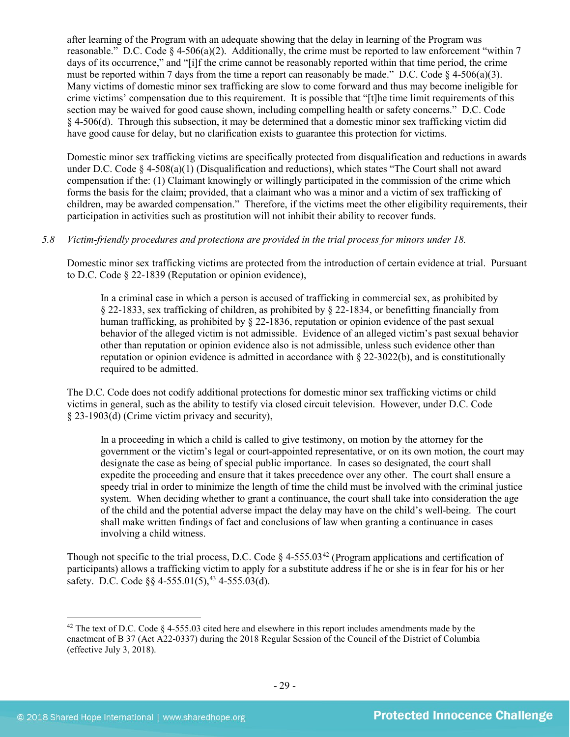after learning of the Program with an adequate showing that the delay in learning of the Program was reasonable." D.C. Code § 4-506(a)(2). Additionally, the crime must be reported to law enforcement "within 7 days of its occurrence," and "[i]f the crime cannot be reasonably reported within that time period, the crime must be reported within 7 days from the time a report can reasonably be made." D.C. Code § 4-506(a)(3). Many victims of domestic minor sex trafficking are slow to come forward and thus may become ineligible for crime victims' compensation due to this requirement. It is possible that "[t]he time limit requirements of this section may be waived for good cause shown, including compelling health or safety concerns." D.C. Code § 4-506(d). Through this subsection, it may be determined that a domestic minor sex trafficking victim did have good cause for delay, but no clarification exists to guarantee this protection for victims.

Domestic minor sex trafficking victims are specifically protected from disqualification and reductions in awards under D.C. Code § 4-508(a)(1) (Disqualification and reductions), which states "The Court shall not award compensation if the: (1) Claimant knowingly or willingly participated in the commission of the crime which forms the basis for the claim; provided, that a claimant who was a minor and a victim of sex trafficking of children, may be awarded compensation." Therefore, if the victims meet the other eligibility requirements, their participation in activities such as prostitution will not inhibit their ability to recover funds.

*5.8 Victim-friendly procedures and protections are provided in the trial process for minors under 18.*

Domestic minor sex trafficking victims are protected from the introduction of certain evidence at trial. Pursuant to D.C. Code § 22-1839 (Reputation or opinion evidence),

> In a criminal case in which a person is accused of trafficking in commercial sex, as prohibited by § 22-1833, sex trafficking of children, as prohibited by § 22-1834, or benefitting financially from human trafficking, as prohibited by § 22-1836, reputation or opinion evidence of the past sexual behavior of the alleged victim is not admissible. Evidence of an alleged victim's past sexual behavior other than reputation or opinion evidence also is not admissible, unless such evidence other than reputation or opinion evidence is admitted in accordance with § 22-3022(b), and is constitutionally required to be admitted.

The D.C. Code does not codify additional protections for domestic minor sex trafficking victims or child victims in general, such as the ability to testify via closed circuit television. However, under D.C. Code § 23-1903(d) (Crime victim privacy and security),

> In a proceeding in which a child is called to give testimony, on motion by the attorney for the government or the victim's legal or court-appointed representative, or on its own motion, the court may designate the case as being of special public importance. In cases so designated, the court shall expedite the proceeding and ensure that it takes precedence over any other. The court shall ensure a speedy trial in order to minimize the length of time the child must be involved with the criminal justice system. When deciding whether to grant a continuance, the court shall take into consideration the age of the child and the potential adverse impact the delay may have on the child's well-being. The court shall make written findings of fact and conclusions of law when granting a continuance in cases involving a child witness.

Though not specific to the trial process, D.C. Code § 4-555.03[42] (Program applications and certification of participants) allows a trafficking victim to apply for a substitute address if he or she is in fear for his or her safety. D.C. Code §§ 4-555.01(5),[43] 4-555.03(d).

[42] The text of D.C. Code § 4-555.03 cited here and elsewhere in this report includes amendments made by the enactment of B 37 (Act A22-0337) during the 2018 Regular Session of the Council of the District of Columbia (effective July 3, 2018).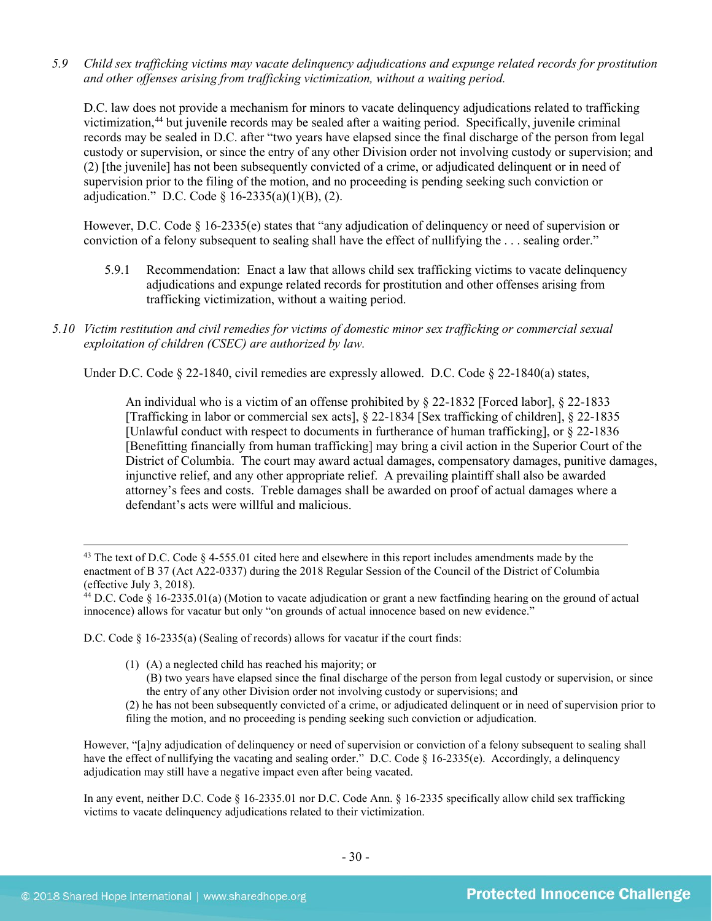*5.9 Child sex trafficking victims may vacate delinquency adjudications and expunge related records for prostitution and other offenses arising from trafficking victimization, without a waiting period.*

D.C. law does not provide a mechanism for minors to vacate delinquency adjudications related to trafficking victimization,[44] but juvenile records may be sealed after a waiting period. Specifically, juvenile criminal records may be sealed in D.C. after "two years have elapsed since the final discharge of the person from legal custody or supervision, or since the entry of any other Division order not involving custody or supervision; and (2) [the juvenile] has not been subsequently convicted of a crime, or adjudicated delinquent or in need of supervision prior to the filing of the motion, and no proceeding is pending seeking such conviction or adjudication." D.C. Code § 16-2335(a)(1)(B), (2).

However, D.C. Code § 16-2335(e) states that "any adjudication of delinquency or need of supervision or conviction of a felony subsequent to sealing shall have the effect of nullifying the . . . sealing order."

5.9.1 Recommendation: Enact a law that allows child sex trafficking victims to vacate delinquency adjudications and expunge related records for prostitution and other offenses arising from trafficking victimization, without a waiting period.

*5.10 Victim restitution and civil remedies for victims of domestic minor sex trafficking or commercial sexual exploitation of children (CSEC) are authorized by law.*

Under D.C. Code § 22-1840, civil remedies are expressly allowed. D.C. Code § 22-1840(a) states,

> An individual who is a victim of an offense prohibited by § 22-1832 [Forced labor], § 22-1833 [Trafficking in labor or commercial sex acts], § 22-1834 [Sex trafficking of children], § 22-1835 [Unlawful conduct with respect to documents in furtherance of human trafficking], or § 22-1836 [Benefitting financially from human trafficking] may bring a civil action in the Superior Court of the District of Columbia. The court may award actual damages, compensatory damages, punitive damages, injunctive relief, and any other appropriate relief. A prevailing plaintiff shall also be awarded attorney's fees and costs. Treble damages shall be awarded on proof of actual damages where a defendant's acts were willful and malicious.

---

[43] The text of D.C. Code § 4-555.01 cited here and elsewhere in this report includes amendments made by the enactment of B 37 (Act A22-0337) during the 2018 Regular Session of the Council of the District of Columbia (effective July 3, 2018).

[44] D.C. Code § 16-2335.01(a) (Motion to vacate adjudication or grant a new factfinding hearing on the ground of actual innocence) allows for vacatur but only "on grounds of actual innocence based on new evidence."

D.C. Code § 16-2335(a) (Sealing of records) allows for vacatur if the court finds:

> (1) (A) a neglected child has reached his majority; or
> (B) two years have elapsed since the final discharge of the person from legal custody or supervision, or since the entry of any other Division order not involving custody or supervisions; and
> (2) he has not been subsequently convicted of a crime, or adjudicated delinquent or in need of supervision prior to filing the motion, and no proceeding is pending seeking such conviction or adjudication.

However, "[a]ny adjudication of delinquency or need of supervision or conviction of a felony subsequent to sealing shall have the effect of nullifying the vacating and sealing order." D.C. Code § 16-2335(e). Accordingly, a delinquency adjudication may still have a negative impact even after being vacated.

In any event, neither D.C. Code § 16-2335.01 nor D.C. Code Ann. § 16-2335 specifically allow child sex trafficking victims to vacate delinquency adjudications related to their victimization.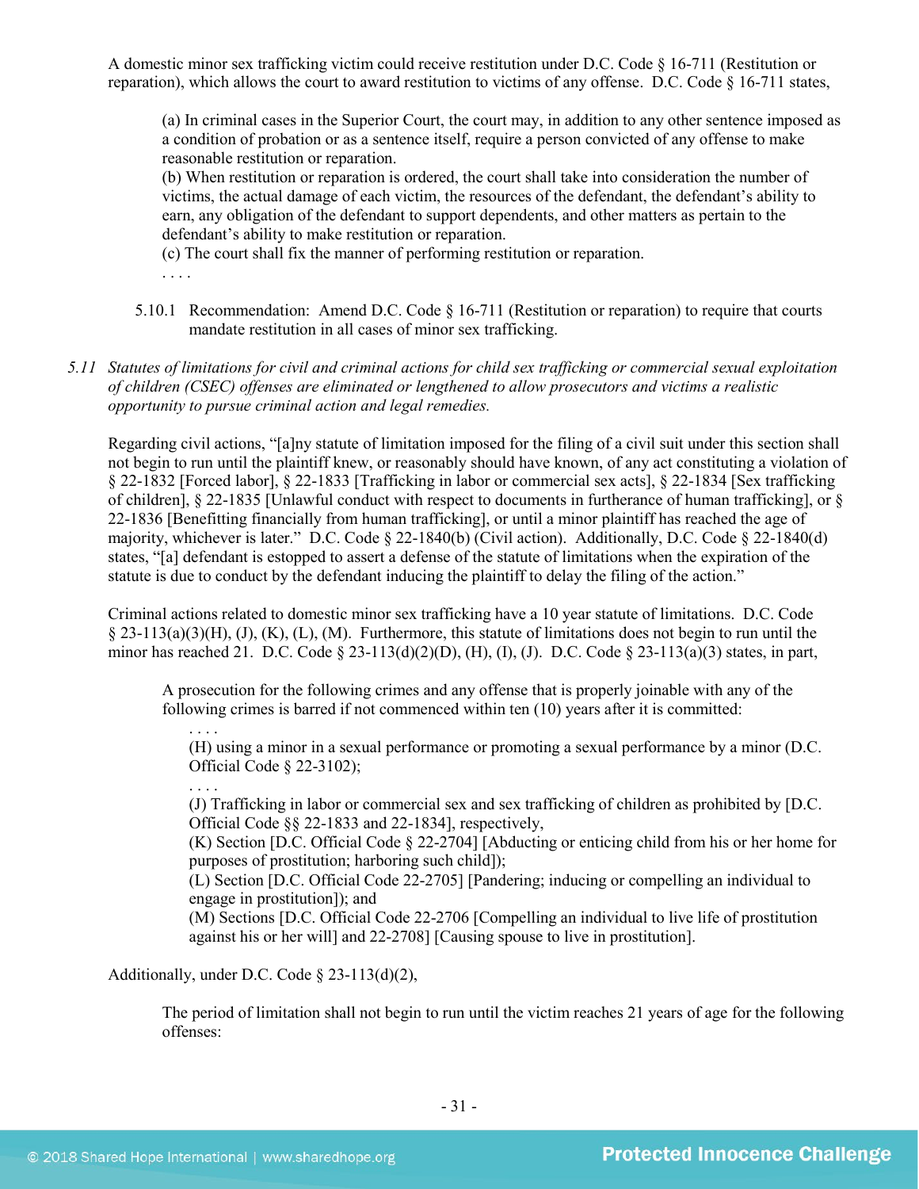A domestic minor sex trafficking victim could receive restitution under D.C. Code § 16-711 (Restitution or reparation), which allows the court to award restitution to victims of any offense. D.C. Code § 16-711 states,

> (a) In criminal cases in the Superior Court, the court may, in addition to any other sentence imposed as a condition of probation or as a sentence itself, require a person convicted of any offense to make reasonable restitution or reparation.
> (b) When restitution or reparation is ordered, the court shall take into consideration the number of victims, the actual damage of each victim, the resources of the defendant, the defendant's ability to earn, any obligation of the defendant to support dependents, and other matters as pertain to the defendant's ability to make restitution or reparation.
> (c) The court shall fix the manner of performing restitution or reparation.
> . . . .

5.10.1 Recommendation: Amend D.C. Code § 16-711 (Restitution or reparation) to require that courts mandate restitution in all cases of minor sex trafficking.

*5.11 Statutes of limitations for civil and criminal actions for child sex trafficking or commercial sexual exploitation of children (CSEC) offenses are eliminated or lengthened to allow prosecutors and victims a realistic opportunity to pursue criminal action and legal remedies.*

Regarding civil actions, "[a]ny statute of limitation imposed for the filing of a civil suit under this section shall not begin to run until the plaintiff knew, or reasonably should have known, of any act constituting a violation of § 22-1832 [Forced labor], § 22-1833 [Trafficking in labor or commercial sex acts], § 22-1834 [Sex trafficking of children], § 22-1835 [Unlawful conduct with respect to documents in furtherance of human trafficking], or § 22-1836 [Benefitting financially from human trafficking], or until a minor plaintiff has reached the age of majority, whichever is later." D.C. Code § 22-1840(b) (Civil action). Additionally, D.C. Code § 22-1840(d) states, "[a] defendant is estopped to assert a defense of the statute of limitations when the expiration of the statute is due to conduct by the defendant inducing the plaintiff to delay the filing of the action."

Criminal actions related to domestic minor sex trafficking have a 10 year statute of limitations. D.C. Code § 23-113(a)(3)(H), (J), (K), (L), (M). Furthermore, this statute of limitations does not begin to run until the minor has reached 21. D.C. Code § 23-113(d)(2)(D), (H), (I), (J). D.C. Code § 23-113(a)(3) states, in part,

> A prosecution for the following crimes and any offense that is properly joinable with any of the following crimes is barred if not commenced within ten (10) years after it is committed:
> . . . .
> (H) using a minor in a sexual performance or promoting a sexual performance by a minor (D.C. Official Code § 22-3102);
> . . . .
> (J) Trafficking in labor or commercial sex and sex trafficking of children as prohibited by [D.C. Official Code §§ 22-1833 and 22-1834], respectively,
> (K) Section [D.C. Official Code § 22-2704] [Abducting or enticing child from his or her home for purposes of prostitution; harboring such child]);
> (L) Section [D.C. Official Code 22-2705] [Pandering; inducing or compelling an individual to engage in prostitution]); and
> (M) Sections [D.C. Official Code 22-2706 [Compelling an individual to live life of prostitution against his or her will] and 22-2708] [Causing spouse to live in prostitution].

Additionally, under D.C. Code § 23-113(d)(2),

> The period of limitation shall not begin to run until the victim reaches 21 years of age for the following offenses: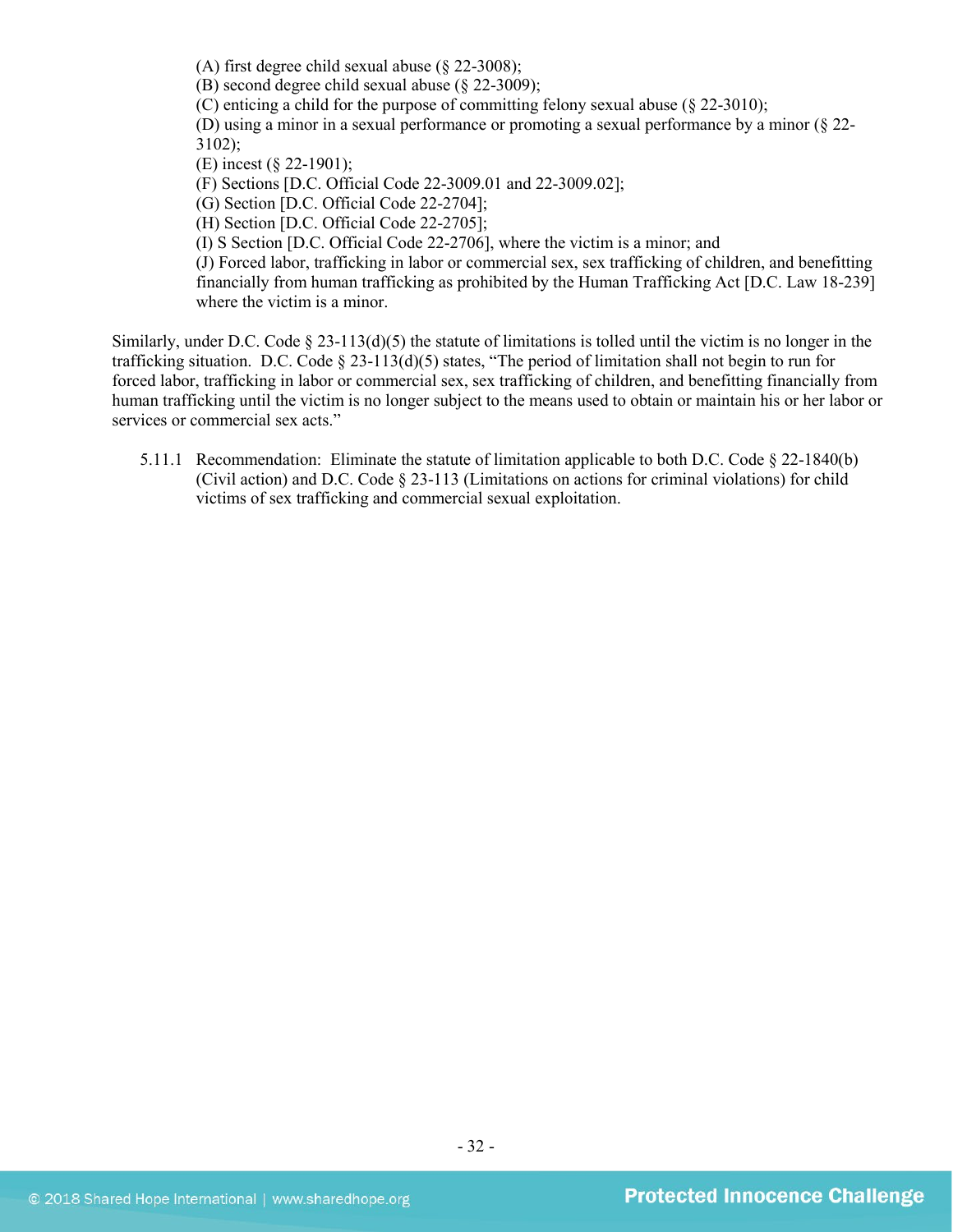(A) first degree child sexual abuse (§ 22-3008);
(B) second degree child sexual abuse (§ 22-3009);
(C) enticing a child for the purpose of committing felony sexual abuse (§ 22-3010);
(D) using a minor in a sexual performance or promoting a sexual performance by a minor (§ 22-3102);
(E) incest (§ 22-1901);
(F) Sections [D.C. Official Code 22-3009.01 and 22-3009.02];
(G) Section [D.C. Official Code 22-2704];
(H) Section [D.C. Official Code 22-2705];
(I) S Section [D.C. Official Code 22-2706], where the victim is a minor; and
(J) Forced labor, trafficking in labor or commercial sex, sex trafficking of children, and benefitting financially from human trafficking as prohibited by the Human Trafficking Act [D.C. Law 18-239] where the victim is a minor.

Similarly, under D.C. Code § 23-113(d)(5) the statute of limitations is tolled until the victim is no longer in the trafficking situation. D.C. Code § 23-113(d)(5) states, "The period of limitation shall not begin to run for forced labor, trafficking in labor or commercial sex, sex trafficking of children, and benefitting financially from human trafficking until the victim is no longer subject to the means used to obtain or maintain his or her labor or services or commercial sex acts."

5.11.1 Recommendation: Eliminate the statute of limitation applicable to both D.C. Code § 22-1840(b) (Civil action) and D.C. Code § 23-113 (Limitations on actions for criminal violations) for child victims of sex trafficking and commercial sexual exploitation.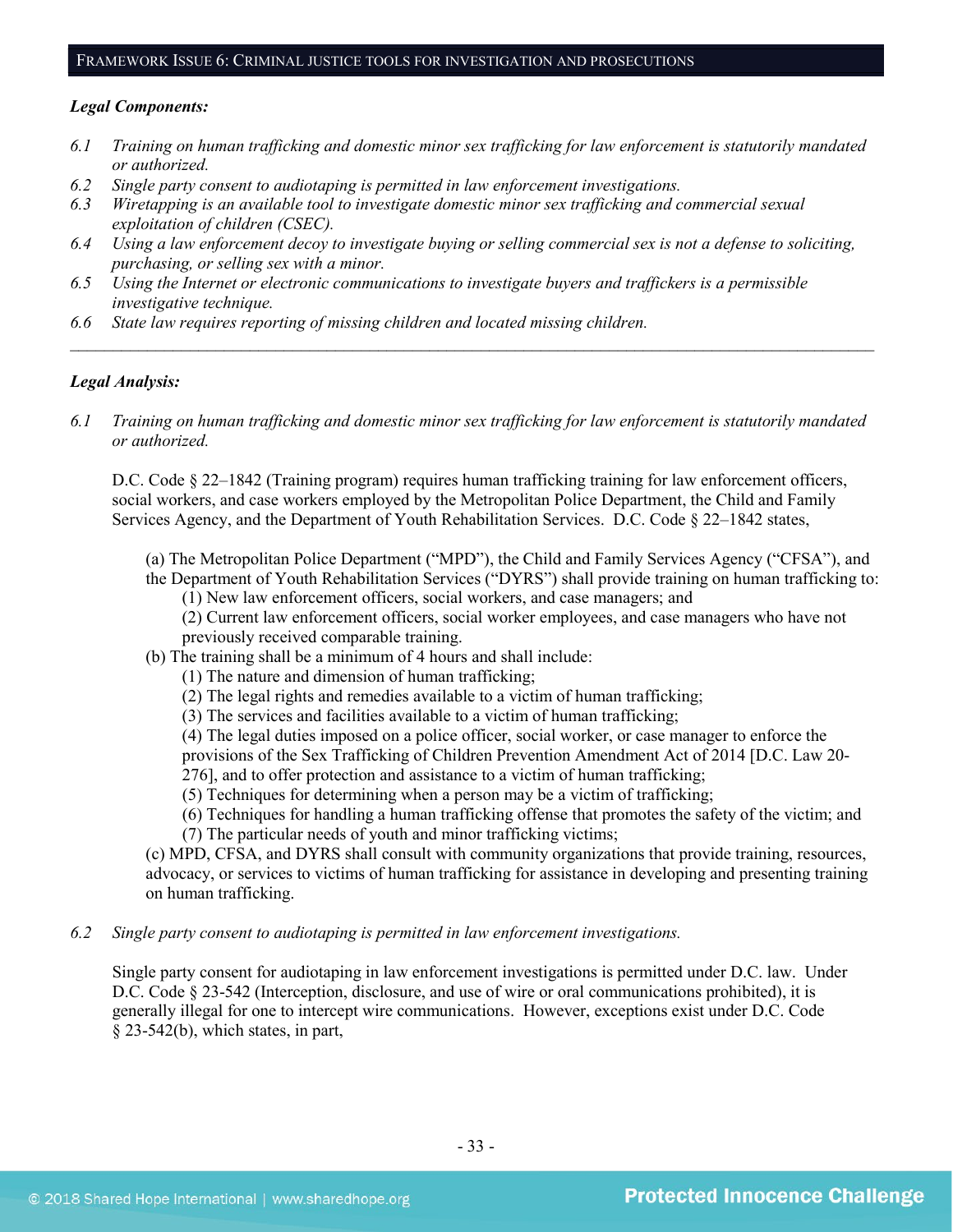## FRAMEWORK ISSUE 6: CRIMINAL JUSTICE TOOLS FOR INVESTIGATION AND PROSECUTIONS

***Legal Components:***

6.1 *Training on human trafficking and domestic minor sex trafficking for law enforcement is statutorily mandated or authorized.*
6.2 *Single party consent to audiotaping is permitted in law enforcement investigations.*
6.3 *Wiretapping is an available tool to investigate domestic minor sex trafficking and commercial sexual exploitation of children (CSEC).*
6.4 *Using a law enforcement decoy to investigate buying or selling commercial sex is not a defense to soliciting, purchasing, or selling sex with a minor.*
6.5 *Using the Internet or electronic communications to investigate buyers and traffickers is a permissible investigative technique.*
6.6 *State law requires reporting of missing children and located missing children.*

---

***Legal Analysis:***

6.1 *Training on human trafficking and domestic minor sex trafficking for law enforcement is statutorily mandated or authorized.*

D.C. Code § 22–1842 (Training program) requires human trafficking training for law enforcement officers, social workers, and case workers employed by the Metropolitan Police Department, the Child and Family Services Agency, and the Department of Youth Rehabilitation Services. D.C. Code § 22–1842 states,

> (a) The Metropolitan Police Department ("MPD"), the Child and Family Services Agency ("CFSA"), and the Department of Youth Rehabilitation Services ("DYRS") shall provide training on human trafficking to:
> (1) New law enforcement officers, social workers, and case managers; and
> (2) Current law enforcement officers, social worker employees, and case managers who have not previously received comparable training.
> (b) The training shall be a minimum of 4 hours and shall include:
> (1) The nature and dimension of human trafficking;
> (2) The legal rights and remedies available to a victim of human trafficking;
> (3) The services and facilities available to a victim of human trafficking;
> (4) The legal duties imposed on a police officer, social worker, or case manager to enforce the provisions of the Sex Trafficking of Children Prevention Amendment Act of 2014 [D.C. Law 20-276], and to offer protection and assistance to a victim of human trafficking;
> (5) Techniques for determining when a person may be a victim of trafficking;
> (6) Techniques for handling a human trafficking offense that promotes the safety of the victim; and
> (7) The particular needs of youth and minor trafficking victims;
> (c) MPD, CFSA, and DYRS shall consult with community organizations that provide training, resources, advocacy, or services to victims of human trafficking for assistance in developing and presenting training on human trafficking.

6.2 *Single party consent to audiotaping is permitted in law enforcement investigations.*

Single party consent for audiotaping in law enforcement investigations is permitted under D.C. law. Under D.C. Code § 23-542 (Interception, disclosure, and use of wire or oral communications prohibited), it is generally illegal for one to intercept wire communications. However, exceptions exist under D.C. Code § 23-542(b), which states, in part,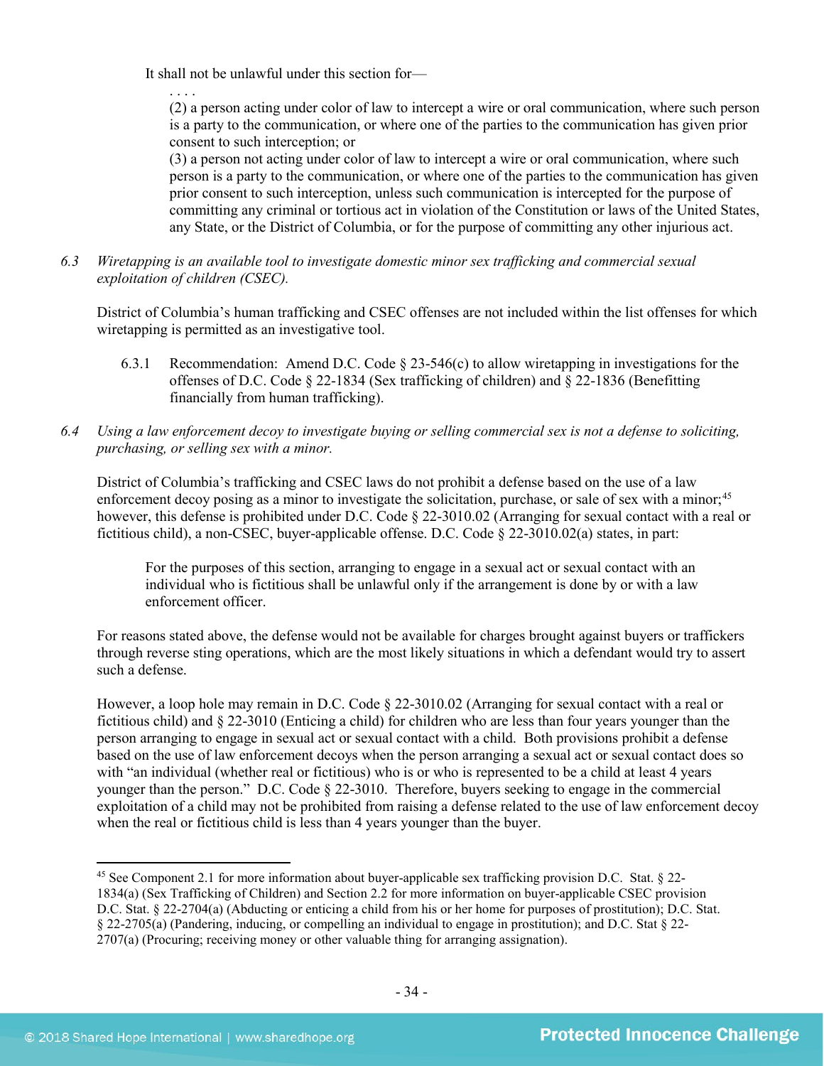It shall not be unlawful under this section for—

. . . .

(2) a person acting under color of law to intercept a wire or oral communication, where such person is a party to the communication, or where one of the parties to the communication has given prior consent to such interception; or

(3) a person not acting under color of law to intercept a wire or oral communication, where such person is a party to the communication, or where one of the parties to the communication has given prior consent to such interception, unless such communication is intercepted for the purpose of committing any criminal or tortious act in violation of the Constitution or laws of the United States, any State, or the District of Columbia, or for the purpose of committing any other injurious act.

*6.3 Wiretapping is an available tool to investigate domestic minor sex trafficking and commercial sexual exploitation of children (CSEC).*

District of Columbia's human trafficking and CSEC offenses are not included within the list offenses for which wiretapping is permitted as an investigative tool.

6.3.1 Recommendation: Amend D.C. Code § 23-546(c) to allow wiretapping in investigations for the offenses of D.C. Code § 22-1834 (Sex trafficking of children) and § 22-1836 (Benefitting financially from human trafficking).

*6.4 Using a law enforcement decoy to investigate buying or selling commercial sex is not a defense to soliciting, purchasing, or selling sex with a minor.*

District of Columbia's trafficking and CSEC laws do not prohibit a defense based on the use of a law enforcement decoy posing as a minor to investigate the solicitation, purchase, or sale of sex with a minor;[45] however, this defense is prohibited under D.C. Code § 22-3010.02 (Arranging for sexual contact with a real or fictitious child), a non-CSEC, buyer-applicable offense. D.C. Code § 22-3010.02(a) states, in part:

> For the purposes of this section, arranging to engage in a sexual act or sexual contact with an individual who is fictitious shall be unlawful only if the arrangement is done by or with a law enforcement officer.

For reasons stated above, the defense would not be available for charges brought against buyers or traffickers through reverse sting operations, which are the most likely situations in which a defendant would try to assert such a defense.

However, a loop hole may remain in D.C. Code § 22-3010.02 (Arranging for sexual contact with a real or fictitious child) and § 22-3010 (Enticing a child) for children who are less than four years younger than the person arranging to engage in sexual act or sexual contact with a child. Both provisions prohibit a defense based on the use of law enforcement decoys when the person arranging a sexual act or sexual contact does so with "an individual (whether real or fictitious) who is or who is represented to be a child at least 4 years younger than the person." D.C. Code § 22-3010. Therefore, buyers seeking to engage in the commercial exploitation of a child may not be prohibited from raising a defense related to the use of law enforcement decoy when the real or fictitious child is less than 4 years younger than the buyer.

---

[45] See Component 2.1 for more information about buyer-applicable sex trafficking provision D.C. Stat. § 22-1834(a) (Sex Trafficking of Children) and Section 2.2 for more information on buyer-applicable CSEC provision D.C. Stat. § 22-2704(a) (Abducting or enticing a child from his or her home for purposes of prostitution); D.C. Stat. § 22-2705(a) (Pandering, inducing, or compelling an individual to engage in prostitution); and D.C. Stat § 22-2707(a) (Procuring; receiving money or other valuable thing for arranging assignation).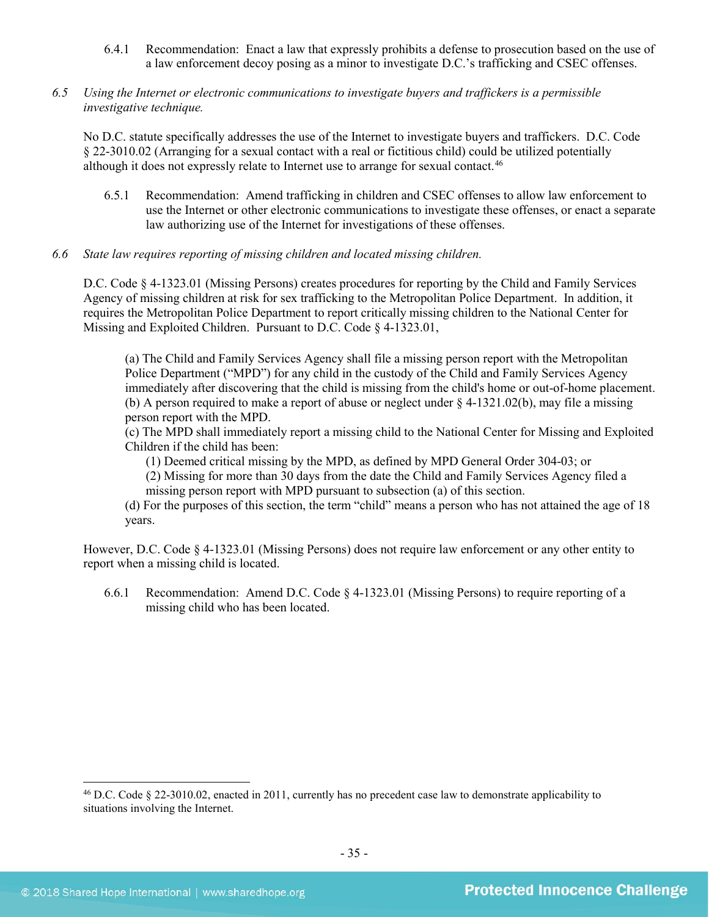6.4.1 Recommendation: Enact a law that expressly prohibits a defense to prosecution based on the use of a law enforcement decoy posing as a minor to investigate D.C.'s trafficking and CSEC offenses.

*6.5 Using the Internet or electronic communications to investigate buyers and traffickers is a permissible investigative technique.*

No D.C. statute specifically addresses the use of the Internet to investigate buyers and traffickers. D.C. Code § 22-3010.02 (Arranging for a sexual contact with a real or fictitious child) could be utilized potentially although it does not expressly relate to Internet use to arrange for sexual contact.[46]

6.5.1 Recommendation: Amend trafficking in children and CSEC offenses to allow law enforcement to use the Internet or other electronic communications to investigate these offenses, or enact a separate law authorizing use of the Internet for investigations of these offenses.

*6.6 State law requires reporting of missing children and located missing children.*

D.C. Code § 4-1323.01 (Missing Persons) creates procedures for reporting by the Child and Family Services Agency of missing children at risk for sex trafficking to the Metropolitan Police Department. In addition, it requires the Metropolitan Police Department to report critically missing children to the National Center for Missing and Exploited Children. Pursuant to D.C. Code § 4-1323.01,

> (a) The Child and Family Services Agency shall file a missing person report with the Metropolitan Police Department ("MPD") for any child in the custody of the Child and Family Services Agency immediately after discovering that the child is missing from the child's home or out-of-home placement.
> (b) A person required to make a report of abuse or neglect under § 4-1321.02(b), may file a missing person report with the MPD.
> (c) The MPD shall immediately report a missing child to the National Center for Missing and Exploited Children if the child has been:
>   (1) Deemed critical missing by the MPD, as defined by MPD General Order 304-03; or
>   (2) Missing for more than 30 days from the date the Child and Family Services Agency filed a missing person report with MPD pursuant to subsection (a) of this section.
> (d) For the purposes of this section, the term "child" means a person who has not attained the age of 18 years.

However, D.C. Code § 4-1323.01 (Missing Persons) does not require law enforcement or any other entity to report when a missing child is located.

6.6.1 Recommendation: Amend D.C. Code § 4-1323.01 (Missing Persons) to require reporting of a missing child who has been located.

---

[46] D.C. Code § 22-3010.02, enacted in 2011, currently has no precedent case law to demonstrate applicability to situations involving the Internet.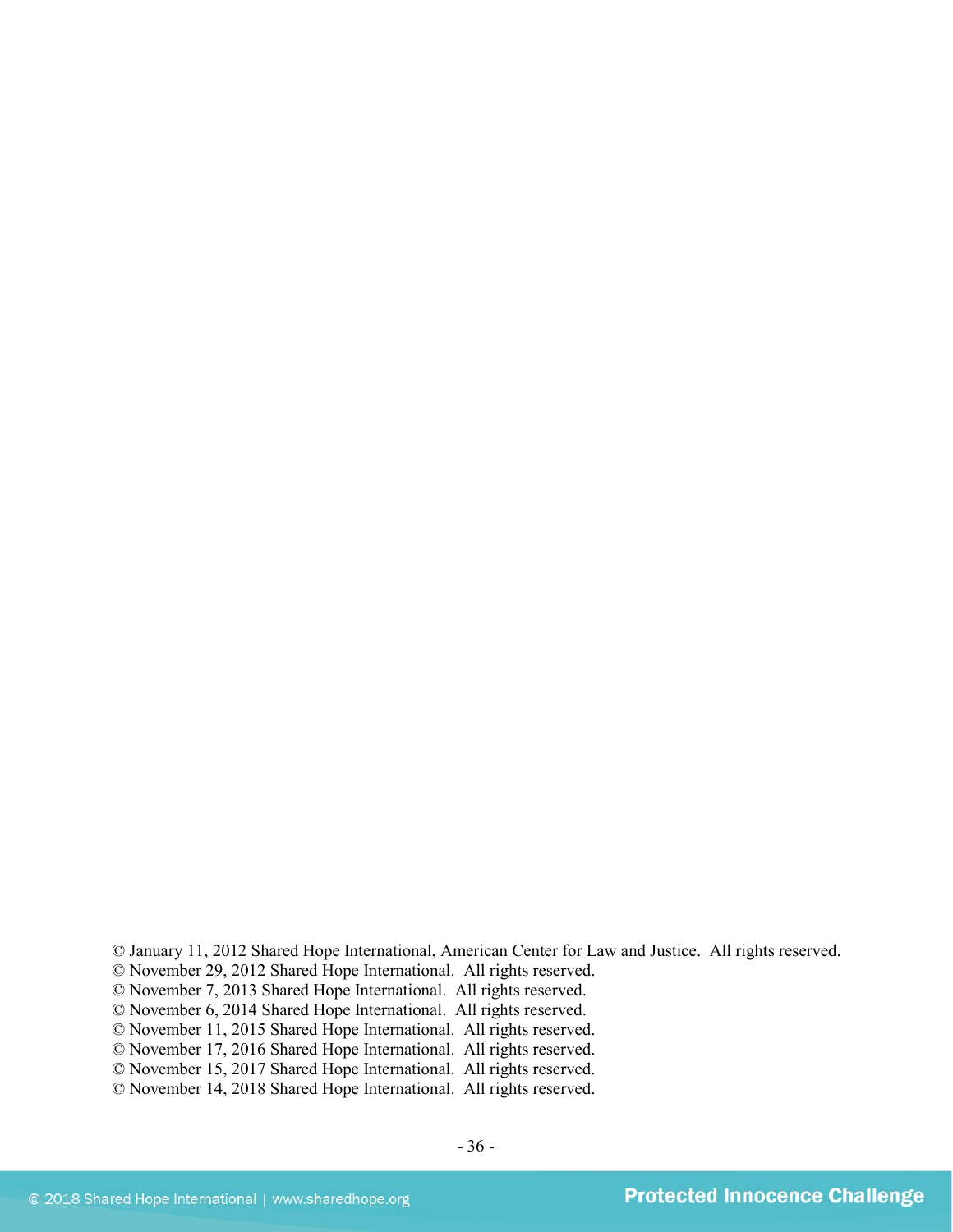© January 11, 2012 Shared Hope International, American Center for Law and Justice. All rights reserved.
© November 29, 2012 Shared Hope International. All rights reserved.
© November 7, 2013 Shared Hope International. All rights reserved.
© November 6, 2014 Shared Hope International. All rights reserved.
© November 11, 2015 Shared Hope International. All rights reserved.
© November 17, 2016 Shared Hope International. All rights reserved.
© November 15, 2017 Shared Hope International. All rights reserved.
© November 14, 2018 Shared Hope International. All rights reserved.